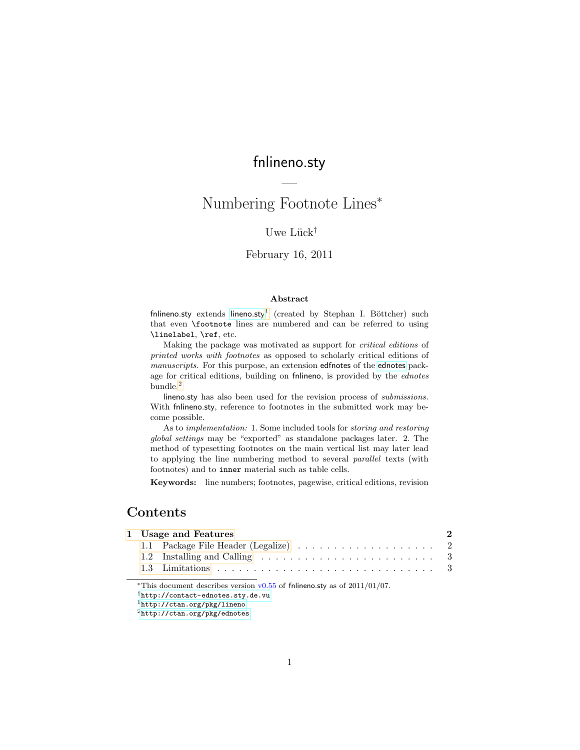# fnlineno.sty

—

# Numbering Footnote Lines*

Uwe Lück[†]

February 16, 2011

### Abstract

fnlineno.sty extends lineno.sty[1] (created by Stephan I. Böttcher) such that even `\footnote` lines are numbered and can be referred to using `\linelabel`, `\ref`, etc.

Making the package was motivated as support for *critical editions* of *printed works with footnotes* as opposed to scholarly critical editions of *manuscripts*. For this purpose, an extension edfnotes of the ednotes package for critical editions, building on fnlineno, is provided by the *ednotes* bundle.[2]

lineno.sty has also been used for the revision process of *submissions*. With fnlineno.sty, reference to footnotes in the submitted work may become possible.

As to *implementation:* 1. Some included tools for *storing and restoring global settings* may be "exported" as standalone packages later. 2. The method of typesetting footnotes on the main vertical list may later lead to applying the line numbering method to several *parallel* texts (with footnotes) and to `inner` material such as table cells.

**Keywords:** line numbers; footnotes, pagewise, critical editions, revision

## Contents

| | | |
|---|---|---|
| **1** | **Usage and Features** | **2** |
| 1.1 | Package File Header (Legalize) | 2 |
| 1.2 | Installing and Calling | 3 |
| 1.3 | Limitations | 3 |

---

*This document describes version v0.55 of fnlineno.sty as of 2011/01/07.

[†] http://contact-ednotes.sty.de.vu

[1] http://ctan.org/pkg/lineno

[2] http://ctan.org/pkg/ednotes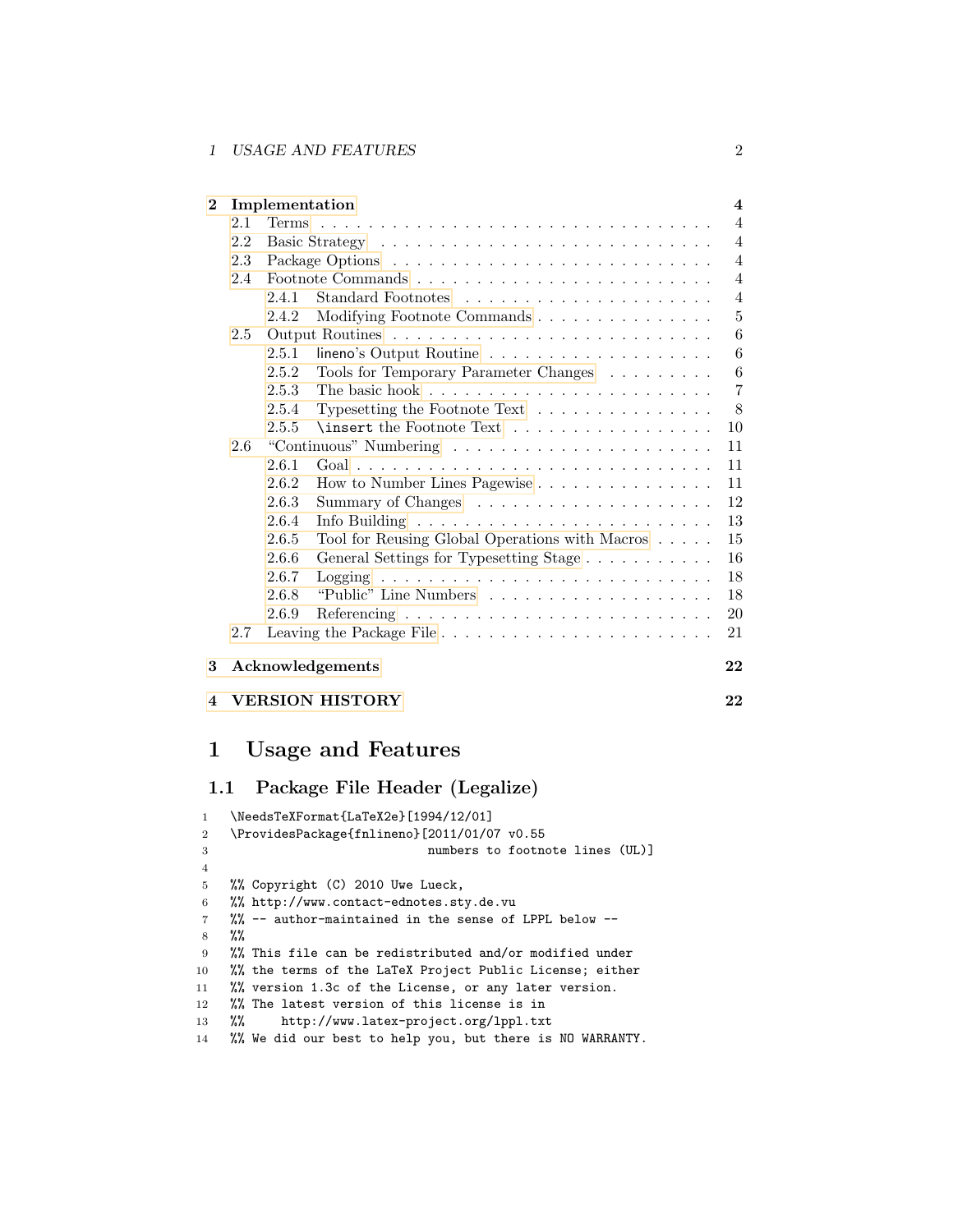| | | |
|---|---|---|
| **2** | **Implementation** | **4** |
| 2.1 | Terms | 4 |
| 2.2 | Basic Strategy | 4 |
| 2.3 | Package Options | 4 |
| 2.4 | Footnote Commands | 4 |
| 2.4.1 | Standard Footnotes | 4 |
| 2.4.2 | Modifying Footnote Commands | 5 |
| 2.5 | Output Routines | 6 |
| 2.5.1 | lineno's Output Routine | 6 |
| 2.5.2 | Tools for Temporary Parameter Changes | 6 |
| 2.5.3 | The basic hook | 7 |
| 2.5.4 | Typesetting the Footnote Text | 8 |
| 2.5.5 | \insert the Footnote Text | 10 |
| 2.6 | "Continuous" Numbering | 11 |
| 2.6.1 | Goal | 11 |
| 2.6.2 | How to Number Lines Pagewise | 11 |
| 2.6.3 | Summary of Changes | 12 |
| 2.6.4 | Info Building | 13 |
| 2.6.5 | Tool for Reusing Global Operations with Macros | 15 |
| 2.6.6 | General Settings for Typesetting Stage | 16 |
| 2.6.7 | Logging | 18 |
| 2.6.8 | "Public" Line Numbers | 18 |
| 2.6.9 | Referencing | 20 |
| 2.7 | Leaving the Package File | 21 |
| **3** | **Acknowledgements** | **22** |
| **4** | **VERSION HISTORY** | **22** |

# 1 Usage and Features

## 1.1 Package File Header (Legalize)

```
1  \NeedsTeXFormat{LaTeX2e}[1994/12/01]
2  \ProvidesPackage{fnlineno}[2011/01/07 v0.55
3                             numbers to footnote lines (UL)]
4
5  %% Copyright (C) 2010 Uwe Lueck,
6  %% http://www.contact-ednotes.sty.de.vu
7  %% -- author-maintained in the sense of LPPL below --
8  %%
9  %% This file can be redistributed and/or modified under
10 %% the terms of the LaTeX Project Public License; either
11 %% version 1.3c of the License, or any later version.
12 %% The latest version of this license is in
13 %%     http://www.latex-project.org/lppl.txt
14 %% We did our best to help you, but there is NO WARRANTY.
```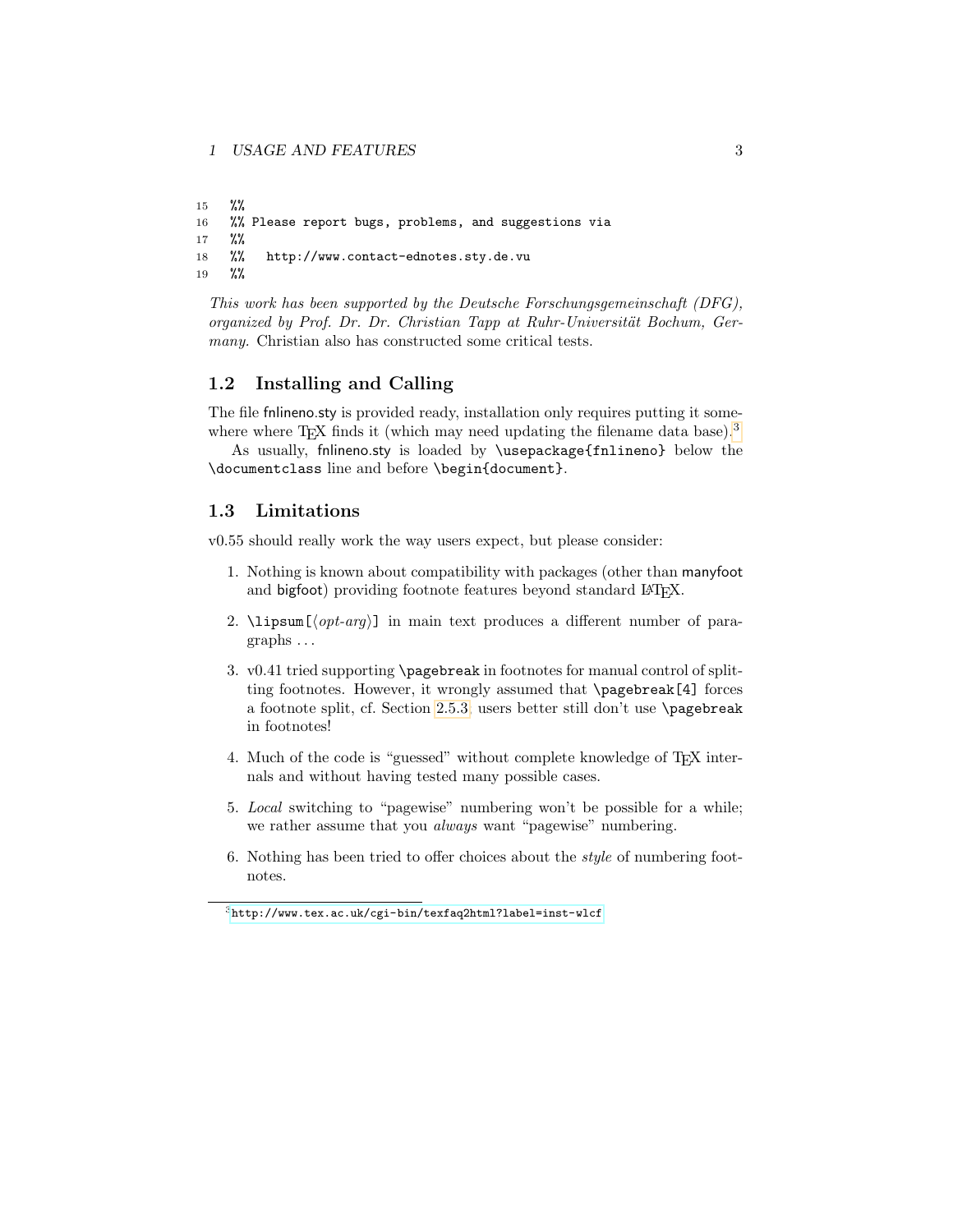```
15 %%
16 %% Please report bugs, problems, and suggestions via
17 %%
18 %%   http://www.contact-ednotes.sty.de.vu
19 %%
```

*This work has been supported by the Deutsche Forschungsgemeinschaft (DFG), organized by Prof. Dr. Dr. Christian Tapp at Ruhr-Universität Bochum, Germany.* Christian also has constructed some critical tests.

## 1.2 Installing and Calling

The file fnlineno.sty is provided ready, installation only requires putting it somewhere where TEX finds it (which may need updating the filename data base).[3]

As usually, fnlineno.sty is loaded by `\usepackage{fnlineno}` below the `\documentclass` line and before `\begin{document}`.

## 1.3 Limitations

v0.55 should really work the way users expect, but please consider:

1. Nothing is known about compatibility with packages (other than manyfoot and bigfoot) providing footnote features beyond standard LATEX.

2. `\lipsum[`⟨*opt-arg*⟩`]` in main text produces a different number of paragraphs ...

3. v0.41 tried supporting `\pagebreak` in footnotes for manual control of splitting footnotes. However, it wrongly assumed that `\pagebreak[4]` forces a footnote split, cf. Section 2.5.3, users better still don't use `\pagebreak` in footnotes!

4. Much of the code is "guessed" without complete knowledge of TEX internals and without having tested many possible cases.

5. *Local* switching to "pagewise" numbering won't be possible for a while; we rather assume that you *always* want "pagewise" numbering.

6. Nothing has been tried to offer choices about the *style* of numbering footnotes.

[3] `http://www.tex.ac.uk/cgi-bin/texfaq2html?label=inst-wlcf`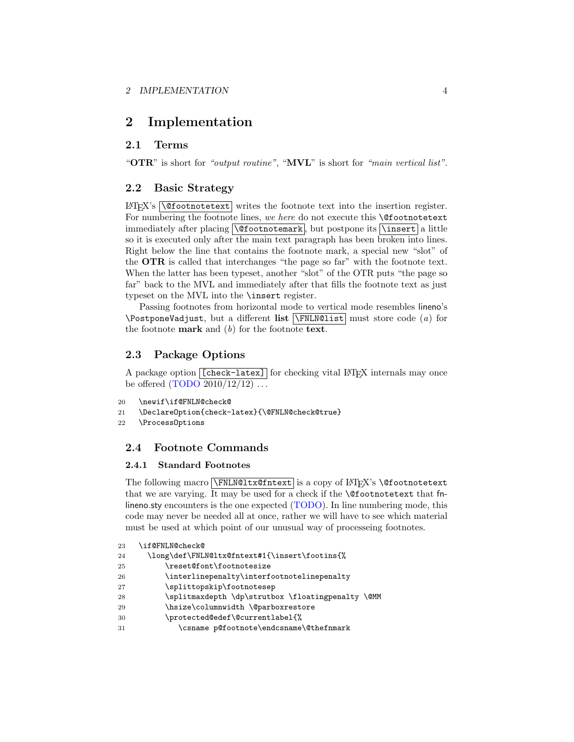# 2 Implementation

## 2.1 Terms

"**OTR**" is short for *"output routine"*, "**MVL**" is short for *"main vertical list"*.

## 2.2 Basic Strategy

LaTeX's `\@footnotetext` writes the footnote text into the insertion register. For numbering the footnote lines, *we here* do not execute this `\@footnotetext` immediately after placing `\@footnotemark`, but postpone its `\insert` a little so it is executed only after the main text paragraph has been broken into lines. Right below the line that contains the footnote mark, a special new "slot" of the **OTR** is called that interchanges "the page so far" with the footnote text. When the latter has been typeset, another "slot" of the OTR puts "the page so far" back to the MVL and immediately after that fills the footnote text as just typeset on the MVL into the `\insert` register.

Passing footnotes from horizontal mode to vertical mode resembles lineno's `\PostponeVadjust`, but a different **list** `\FNLN@list` must store code (*a*) for the footnote **mark** and (*b*) for the footnote **text**.

## 2.3 Package Options

A package option `[check-latex]` for checking vital LaTeX internals may once be offered (TODO 2010/12/12) ...

```
20   \newif\if@FNLN@check@
21   \DeclareOption{check-latex}{\@FNLN@check@true}
22   \ProcessOptions
```

## 2.4 Footnote Commands

### 2.4.1 Standard Footnotes

The following macro `\FNLN@ltx@fntext` is a copy of LaTeX's `\@footnotetext` that we are varying. It may be used for a check if the `\@footnotetext` that fnlineno.sty encounters is the one expected (TODO). In line numbering mode, this code may never be needed all at once, rather we will have to see which material must be used at which point of our unusual way of processeing footnotes.

```
23   \if@FNLN@check@
24     \long\def\FNLN@ltx@fntext#1{\insert\footins{%
25         \reset@font\footnotesize
26         \interlinepenalty\interfootnotelinepenalty
27         \splittopskip\footnotesep
28         \splitmaxdepth \dp\strutbox \floatingpenalty \@MM
29         \hsize\columnwidth \@parboxrestore
30         \protected@edef\@currentlabel{%
31            \csname p@footnote\endcsname\@thefnmark
```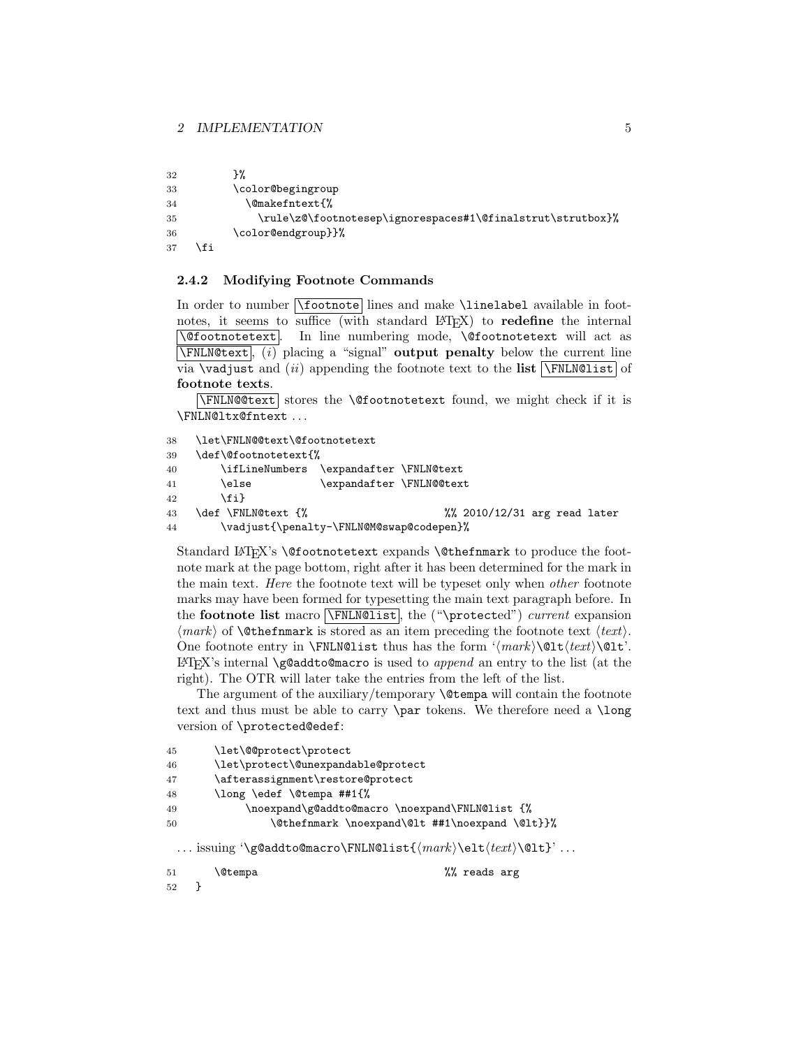```
32        }%
33        \color@begingroup
34          \@makefntext{%
35            \rule\z@\footnotesep\ignorespaces#1\@finalstrut\strutbox}%
36        \color@endgroup}}%
37  \fi
```

### 2.4.2 Modifying Footnote Commands

In order to number `\footnote` lines and make `\linelabel` available in footnotes, it seems to suffice (with standard LaTeX) to **redefine** the internal `\@footnotetext`. In line numbering mode, `\@footnotetext` will act as `\FNLN@text`, (*i*) placing a "signal" **output penalty** below the current line via `\vadjust` and (*ii*) appending the footnote text to the **list** `\FNLN@list` of **footnote texts**.

`\FNLN@@text` stores the `\@footnotetext` found, we might check if it is `\FNLN@ltx@fntext` ...

```
38  \let\FNLN@@text\@footnotetext
39  \def\@footnotetext{%
40      \ifLineNumbers  \expandafter \FNLN@text
41      \else           \expandafter \FNLN@@text
42      \fi}
43  \def \FNLN@text {%                       %% 2010/12/31 arg read later
44      \vadjust{\penalty-\FNLN@M@swap@codepen}%
```

Standard LaTeX's `\@footnotetext` expands `\@thefnmark` to produce the footnote mark at the page bottom, right after it has been determined for the mark in the main text. *Here* the footnote text will be typeset only when *other* footnote marks may have been formed for typesetting the main text paragraph before. In the **footnote list** macro `\FNLN@list`, the ("`\protect`ed") *current* expansion ⟨*mark*⟩ of `\@thefnmark` is stored as an item preceding the footnote text ⟨*text*⟩. One footnote entry in `\FNLN@list` thus has the form '⟨*mark*⟩`\@lt`⟨*text*⟩`\@lt`'. LaTeX's internal `\g@addto@macro` is used to *append* an entry to the list (at the right). The OTR will later take the entries from the left of the list.

The argument of the auxiliary/temporary `\@tempa` will contain the footnote text and thus must be able to carry `\par` tokens. We therefore need a `\long` version of `\protected@edef`:

```
45      \let\@@protect\protect
46      \let\protect\@unexpandable@protect
47      \afterassignment\restore@protect
48      \long \edef \@tempa ##1{%
49          \noexpand\g@addto@macro \noexpand\FNLN@list {%
50              \@thefnmark \noexpand\@lt ##1\noexpand \@lt}}%
```

... issuing '`\g@addto@macro\FNLN@list{`⟨*mark*⟩`\elt`⟨*text*⟩`\@lt}`' ...

```
51      \@tempa                            %% reads arg
52  }
```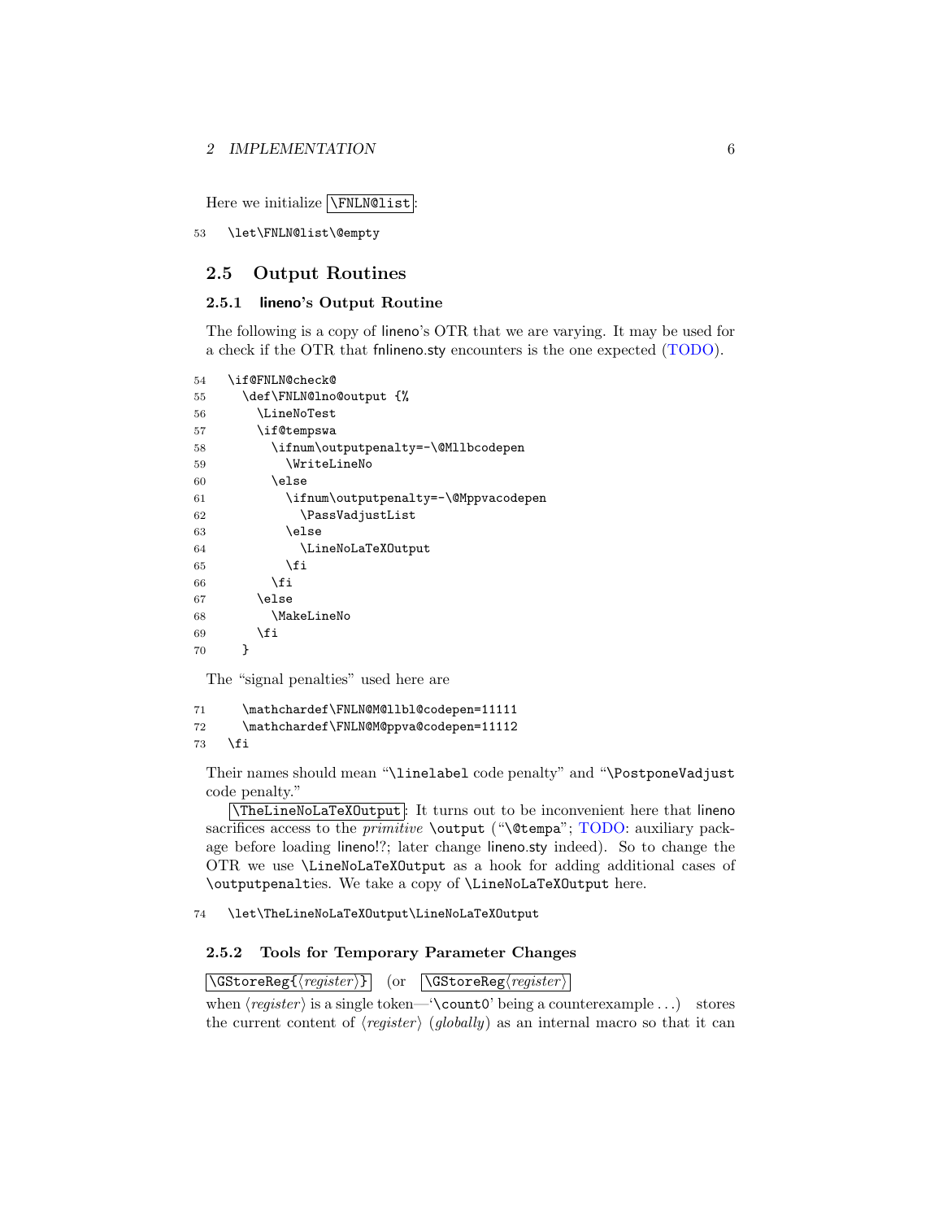Here we initialize `\FNLN@list`:

```
53 \let\FNLN@list\@empty
```

## 2.5 Output Routines

### 2.5.1 lineno's Output Routine

The following is a copy of lineno's OTR that we are varying. It may be used for a check if the OTR that fnlineno.sty encounters is the one expected (TODO).

```
54 \if@FNLN@check@
55   \def\FNLN@lno@output {%
56     \LineNoTest
57     \if@tempswa
58       \ifnum\outputpenalty=-\@Mllbcodepen
59         \WriteLineNo
60       \else
61         \ifnum\outputpenalty=-\@Mppvacodepen
62           \PassVadjustList
63         \else
64           \LineNoLaTeXOutput
65         \fi
66       \fi
67     \else
68       \MakeLineNo
69     \fi
70   }
```

The "signal penalties" used here are

```
71   \mathchardef\FNLN@M@llbl@codepen=11111
72   \mathchardef\FNLN@M@ppva@codepen=11112
73 \fi
```

Their names should mean "`\linelabel` code penalty" and "`\PostponeVadjust` code penalty."

`\TheLineNoLaTeXOutput`: It turns out to be inconvenient here that lineno sacrifices access to the *primitive* `\output` ("`\@tempa`"; TODO: auxiliary package before loading lineno!?; later change lineno.sty indeed). So to change the OTR we use `\LineNoLaTeXOutput` as a hook for adding additional cases of `\outputpenalty`s. We take a copy of `\LineNoLaTeXOutput` here.

```
74 \let\TheLineNoLaTeXOutput\LineNoLaTeXOutput
```

### 2.5.2 Tools for Temporary Parameter Changes

`\GStoreReg{⟨register⟩}` (or `\GStoreReg⟨register⟩` when ⟨*register*⟩ is a single token—'`\count0`' being a counterexample ...) stores the current content of ⟨*register*⟩ (*globally*) as an internal macro so that it can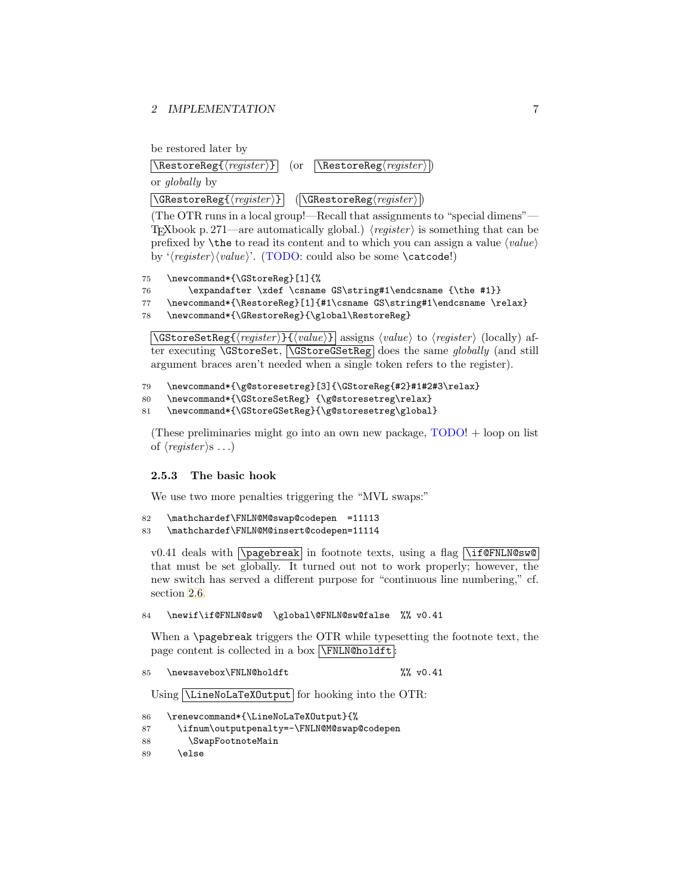be restored later by

`\RestoreReg{⟨register⟩}` (or `\RestoreReg⟨register⟩`)

or *globally* by

`\GRestoreReg{⟨register⟩}` (`\GRestoreReg⟨register⟩`)

(The OTR runs in a local group!—Recall that assignments to "special dimens"—TEXbook p. 271—are automatically global.) ⟨*register*⟩ is something that can be prefixed by `\the` to read its content and to which you can assign a value ⟨*value*⟩ by '⟨*register*⟩⟨*value*⟩'. (TODO: could also be some `\catcode`!)

```
75  \newcommand*{\GStoreReg}[1]{%
76      \expandafter \xdef \csname GS\string#1\endcsname {\the #1}}
77  \newcommand*{\RestoreReg}[1]{#1\csname GS\string#1\endcsname \relax}
78  \newcommand*{\GRestoreReg}{\global\RestoreReg}
```

`\GStoreSetReg{⟨register⟩}{⟨value⟩}` assigns ⟨*value*⟩ to ⟨*register*⟩ (locally) after executing `\GStoreSet`, `\GStoreGSetReg` does the same *globally* (and still argument braces aren't needed when a single token refers to the register).

```
79  \newcommand*{\g@storesetreg}[3]{\GStoreReg{#2}#1#2#3\relax}
80  \newcommand*{\GStoreSetReg} {\g@storesetreg\relax}
81  \newcommand*{\GStoreGSetReg}{\g@storesetreg\global}
```

(These preliminaries might go into an own new package, TODO! + loop on list of ⟨*register*⟩s ...)

### 2.5.3 The basic hook

We use two more penalties triggering the "MVL swaps:"

```
82  \mathchardef\FNLN@M@swap@codepen  =11113
83  \mathchardef\FNLN@M@insert@codepen=11114
```

v0.41 deals with `\pagebreak` in footnote texts, using a flag `\if@FNLN@sw@` that must be set globally. It turned out not to work properly; however, the new switch has served a different purpose for "continuous line numbering," cf. section 2.6.

```
84  \newif\if@FNLN@sw@  \global\@FNLN@sw@false  %% v0.41
```

When a `\pagebreak` triggers the OTR while typesetting the footnote text, the page content is collected in a box `\FNLN@holdft`:

```
85  \newsavebox\FNLN@holdft                       %% v0.41
```

Using `\LineNoLaTeXOutput` for hooking into the OTR:

```
86  \renewcommand*{\LineNoLaTeXOutput}{%
87    \ifnum\outputpenalty=-\FNLN@M@swap@codepen
88      \SwapFootnoteMain
89    \else
```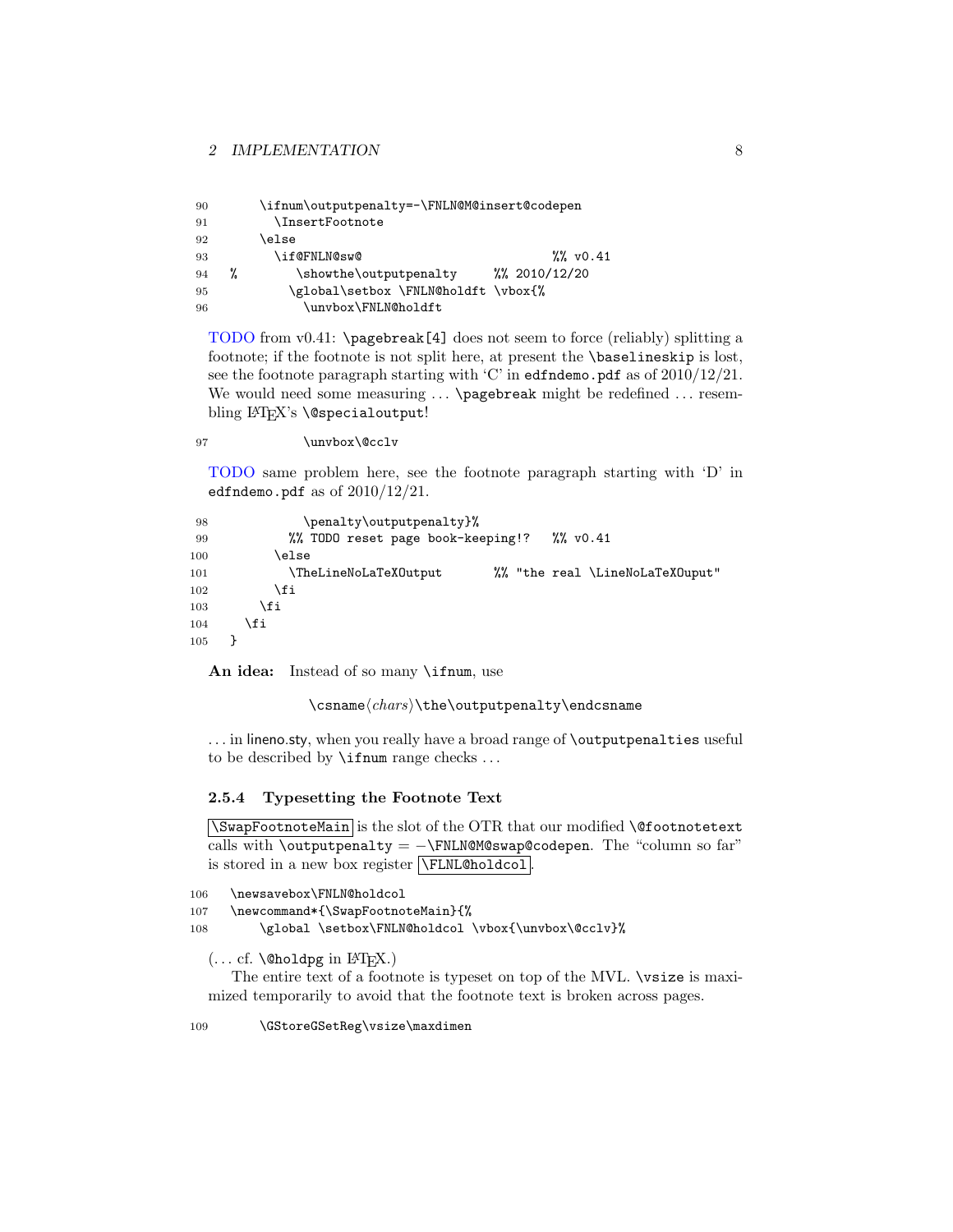```
90      \ifnum\outputpenalty=-\FNLN@M@insert@codepen
91        \InsertFootnote
92      \else
93        \if@FNLN@sw@                          %% v0.41
94  %        \showthe\outputpenalty     %% 2010/12/20
95          \global\setbox \FNLN@holdft \vbox{%
96            \unvbox\FNLN@holdft
```

TODO from v0.41: `\pagebreak[4]` does not seem to force (reliably) splitting a footnote; if the footnote is not split here, at present the `\baselineskip` is lost, see the footnote paragraph starting with 'C' in `edfndemo.pdf` as of 2010/12/21. We would need some measuring … `\pagebreak` might be redefined … resembling LaTeX's `\@specialoutput`!

```
97            \unvbox\@cclv
```

TODO same problem here, see the footnote paragraph starting with 'D' in `edfndemo.pdf` as of 2010/12/21.

```
98            \penalty\outputpenalty}%
99          %% TODO reset page book-keeping!?   %% v0.41
100       \else
101         \TheLineNoLaTeXOutput       %% "the real \LineNoLaTeXOuput"
102       \fi
103     \fi
104   \fi
105 }
```

**An idea:** Instead of so many `\ifnum`, use

`\csname`⟨*chars*⟩`\the\outputpenalty\endcsname`

… in lineno.sty, when you really have a broad range of `\outputpenalties` useful to be described by `\ifnum` range checks …

#### 2.5.4 Typesetting the Footnote Text

`\SwapFootnoteMain` is the slot of the OTR that our modified `\@footnotetext` calls with `\outputpenalty` = −`\FNLN@M@swap@codepen`. The "column so far" is stored in a new box register `\FLNL@holdcol`.

```
106 \newsavebox\FNLN@holdcol
107 \newcommand*{\SwapFootnoteMain}{%
108     \global \setbox\FNLN@holdcol \vbox{\unvbox\@cclv}%
```

(… cf. `\@holdpg` in LaTeX.)

The entire text of a footnote is typeset on top of the MVL. `\vsize` is maximized temporarily to avoid that the footnote text is broken across pages.

```
109     \GStoreGSetReg\vsize\maxdimen
```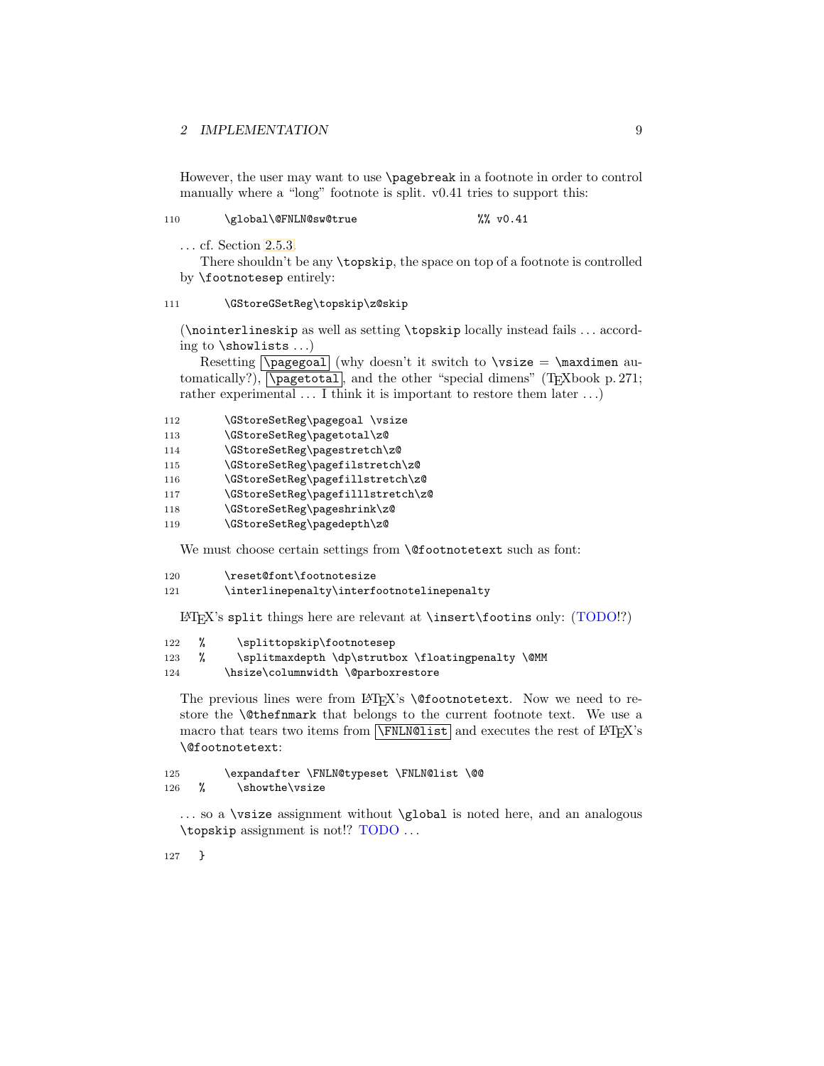However, the user may want to use `\pagebreak` in a footnote in order to control manually where a "long" footnote is split. v0.41 tries to support this:

```
110        \global\@FNLN@sw@true                    %% v0.41
```

. . . cf. Section 2.5.3.

There shouldn't be any `\topskip`, the space on top of a footnote is controlled by `\footnotesep` entirely:

```
111        \GStoreGSetReg\topskip\z@skip
```

(`\nointerlineskip` as well as setting `\topskip` locally instead fails . . . according to `\showlists` . . .)

Resetting `\pagegoal` (why doesn't it switch to `\vsize` = `\maxdimen` automatically?), `\pagetotal`, and the other "special dimens" (TEXbook p. 271; rather experimental . . . I think it is important to restore them later . . .)

```
112        \GStoreSetReg\pagegoal \vsize
113        \GStoreSetReg\pagetotal\z@
114        \GStoreSetReg\pagestretch\z@
115        \GStoreSetReg\pagefilstretch\z@
116        \GStoreSetReg\pagefillstretch\z@
117        \GStoreSetReg\pagefilllstretch\z@
118        \GStoreSetReg\pageshrink\z@
119        \GStoreSetReg\pagedepth\z@
```

We must choose certain settings from `\@footnotetext` such as font:

```
120        \reset@font\footnotesize
121        \interlinepenalty\interfootnotelinepenalty
```

LATEX's `split` things here are relevant at `\insert\footins` only: (TODO!?)

```
122   %      \splittopskip\footnotesep
123   %      \splitmaxdepth \dp\strutbox \floatingpenalty \@MM
124        \hsize\columnwidth \@parboxrestore
```

The previous lines were from LATEX's `\@footnotetext`. Now we need to restore the `\@thefnmark` that belongs to the current footnote text. We use a macro that tears two items from `\FNLN@list` and executes the rest of LATEX's `\@footnotetext`:

```
125        \expandafter \FNLN@typeset \FNLN@list \@@
126   %      \showthe\vsize
```

. . . so a `\vsize` assignment without `\global` is noted here, and an analogous `\topskip` assignment is not!? TODO . . .

```
127   }
```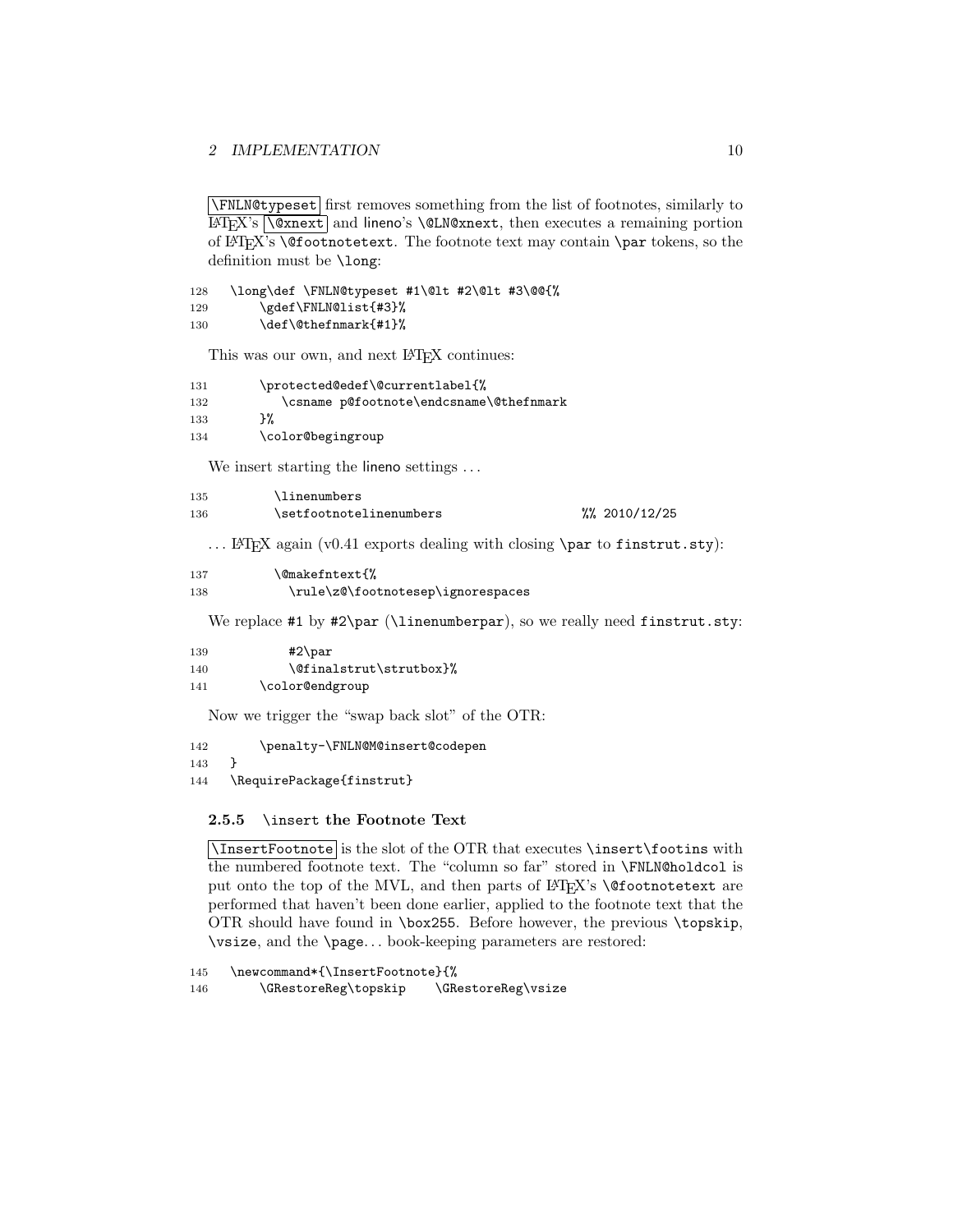\FNLN@typeset first removes something from the list of footnotes, similarly to LaTeX's \@xnext and lineno's \@LN@xnext, then executes a remaining portion of LaTeX's \@footnotetext. The footnote text may contain \par tokens, so the definition must be \long:

```
128   \long\def \FNLN@typeset #1\@lt #2\@lt #3\@@{%
129       \gdef\FNLN@list{#3}%
130       \def\@thefnmark{#1}%
```

This was our own, and next LaTeX continues:

```
131       \protected@edef\@currentlabel{%
132          \csname p@footnote\endcsname\@thefnmark
133       }%
134       \color@begingroup
```

We insert starting the lineno settings ...

```
135         \linenumbers
136         \setfootnotelinenumbers                    %% 2010/12/25
```

... LaTeX again (v0.41 exports dealing with closing \par to finstrut.sty):

```
137         \@makefntext{%
138           \rule\z@\footnotesep\ignorespaces
```

We replace #1 by #2\par (\linenumberpar), so we really need finstrut.sty:

```
139           #2\par
140           \@finalstrut\strutbox}%
141       \color@endgroup
```

Now we trigger the "swap back slot" of the OTR:

```
142       \penalty-\FNLN@M@insert@codepen
143   }
144   \RequirePackage{finstrut}
```

### 2.5.5 \insert the Footnote Text

\InsertFootnote is the slot of the OTR that executes \insert\footins with the numbered footnote text. The "column so far" stored in \FNLN@holdcol is put onto the top of the MVL, and then parts of LaTeX's \@footnotetext are performed that haven't been done earlier, applied to the footnote text that the OTR should have found in \box255. Before however, the previous \topskip, \vsize, and the \page... book-keeping parameters are restored:

```
145   \newcommand*{\InsertFootnote}{%
146       \GRestoreReg\topskip    \GRestoreReg\vsize
```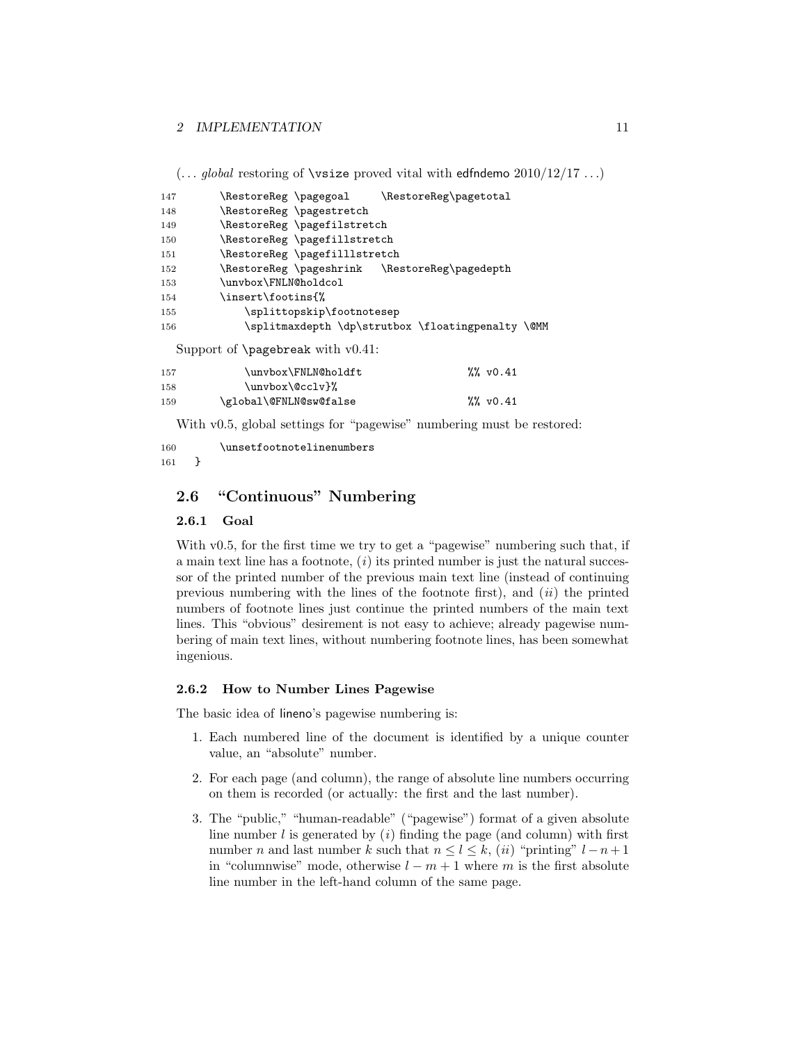(… *global* restoring of `\vsize` proved vital with edfndemo 2010/12/17 …)

```
147        \RestoreReg \pagegoal     \RestoreReg\pagetotal
148        \RestoreReg \pagestretch
149        \RestoreReg \pagefilstretch
150        \RestoreReg \pagefillstretch
151        \RestoreReg \pagefilllstretch
152        \RestoreReg \pageshrink   \RestoreReg\pagedepth
153        \unvbox\FNLN@holdcol
154        \insert\footins{%
155            \splittopskip\footnotesep
156            \splitmaxdepth \dp\strutbox \floatingpenalty \@MM
```

Support of `\pagebreak` with v0.41:

```
157            \unvbox\FNLN@holdft                    %% v0.41
158            \unvbox\@cclv}%
159        \global\@FNLN@sw@false                     %% v0.41
```

With v0.5, global settings for "pagewise" numbering must be restored:

```
160        \unsetfootnotelinenumbers
161    }
```

## 2.6 "Continuous" Numbering

### 2.6.1 Goal

With v0.5, for the first time we try to get a "pagewise" numbering such that, if a main text line has a footnote, ($i$) its printed number is just the natural successor of the printed number of the previous main text line (instead of continuing previous numbering with the lines of the footnote first), and ($ii$) the printed numbers of footnote lines just continue the printed numbers of the main text lines. This "obvious" desirement is not easy to achieve; already pagewise numbering of main text lines, without numbering footnote lines, has been somewhat ingenious.

### 2.6.2 How to Number Lines Pagewise

The basic idea of lineno's pagewise numbering is:

1. Each numbered line of the document is identified by a unique counter value, an "absolute" number.
2. For each page (and column), the range of absolute line numbers occurring on them is recorded (or actually: the first and the last number).
3. The "public," "human-readable" ("pagewise") format of a given absolute line number $l$ is generated by ($i$) finding the page (and column) with first number $n$ and last number $k$ such that $n \le l \le k$, ($ii$) "printing" $l - n + 1$ in "columnwise" mode, otherwise $l - m + 1$ where $m$ is the first absolute line number in the left-hand column of the same page.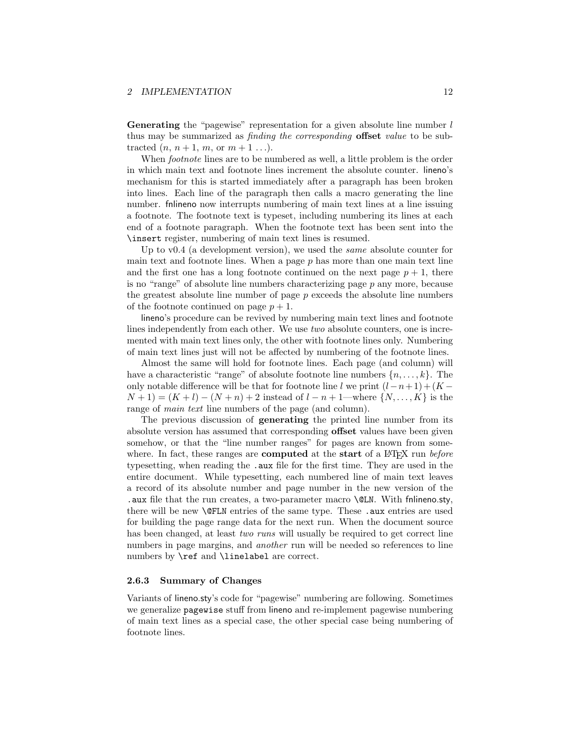**Generating** the "pagewise" representation for a given absolute line number $l$ thus may be summarized as *finding the corresponding* **offset** *value* to be subtracted ($n$, $n+1$, $m$, or $m+1 \ldots$).

When *footnote* lines are to be numbered as well, a little problem is the order in which main text and footnote lines increment the absolute counter. lineno's mechanism for this is started immediately after a paragraph has been broken into lines. Each line of the paragraph then calls a macro generating the line number. fnlineno now interrupts numbering of main text lines at a line issuing a footnote. The footnote text is typeset, including numbering its lines at each end of a footnote paragraph. When the footnote text has been sent into the `\insert` register, numbering of main text lines is resumed.

Up to v0.4 (a development version), we used the *same* absolute counter for main text and footnote lines. When a page $p$ has more than one main text line and the first one has a long footnote continued on the next page $p+1$, there is no "range" of absolute line numbers characterizing page $p$ any more, because the greatest absolute line number of page $p$ exceeds the absolute line numbers of the footnote continued on page $p+1$.

lineno's procedure can be revived by numbering main text lines and footnote lines independently from each other. We use *two* absolute counters, one is incremented with main text lines only, the other with footnote lines only. Numbering of main text lines just will not be affected by numbering of the footnote lines.

Almost the same will hold for footnote lines. Each page (and column) will have a characteristic "range" of absolute footnote line numbers $\{n, \ldots, k\}$. The only notable difference will be that for footnote line $l$ we print $(l-n+1)+(K-N+1) = (K+l)-(N+n)+2$ instead of $l-n+1$—where $\{N, \ldots, K\}$ is the range of *main text* line numbers of the page (and column).

The previous discussion of **generating** the printed line number from its absolute version has assumed that corresponding **offset** values have been given somehow, or that the "line number ranges" for pages are known from somewhere. In fact, these ranges are **computed** at the **start** of a LaTeX run *before* typesetting, when reading the `.aux` file for the first time. They are used in the entire document. While typesetting, each numbered line of main text leaves a record of its absolute number and page number in the new version of the `.aux` file that the run creates, a two-parameter macro `\@LN`. With fnlineno.sty, there will be new `\@FLN` entries of the same type. These `.aux` entries are used for building the page range data for the next run. When the document source has been changed, at least *two runs* will usually be required to get correct line numbers in page margins, and *another* run will be needed so references to line numbers by `\ref` and `\linelabel` are correct.

### 2.6.3 Summary of Changes

Variants of lineno.sty's code for "pagewise" numbering are following. Sometimes we generalize `pagewise` stuff from lineno and re-implement pagewise numbering of main text lines as a special case, the other special case being numbering of footnote lines.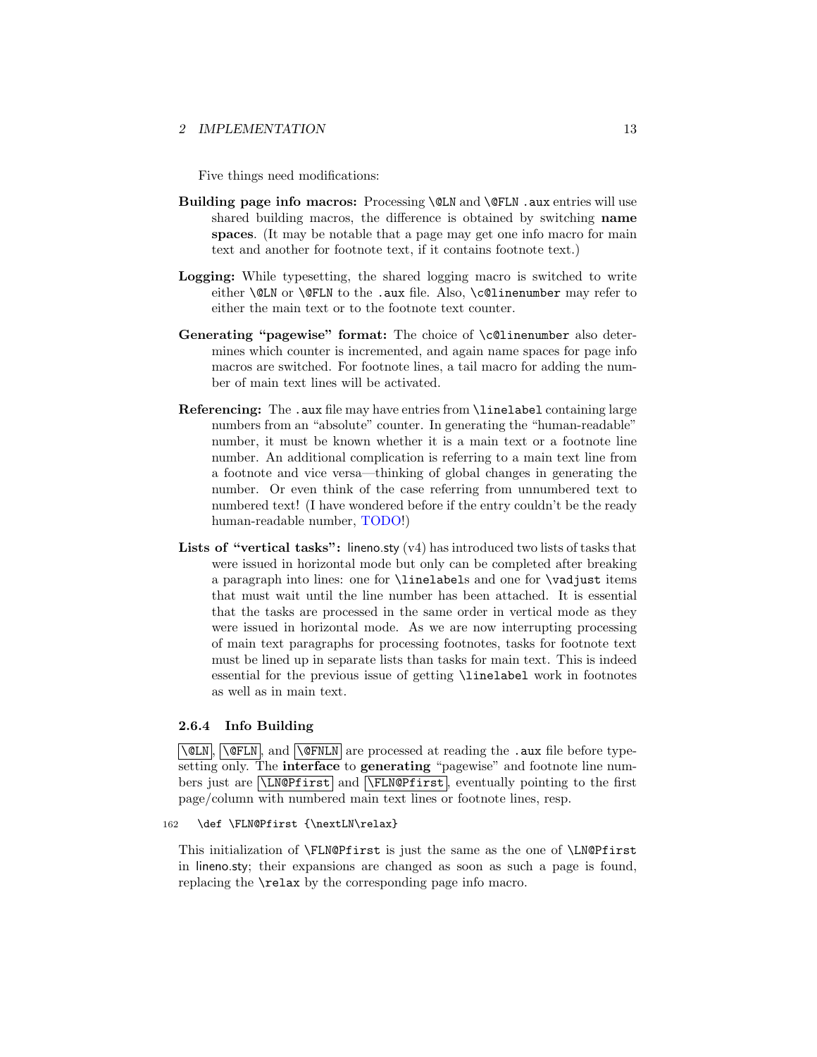Five things need modifications:

**Building page info macros:** Processing `\@LN` and `\@FLN` `.aux` entries will use shared building macros, the difference is obtained by switching **name spaces**. (It may be notable that a page may get one info macro for main text and another for footnote text, if it contains footnote text.)

**Logging:** While typesetting, the shared logging macro is switched to write either `\@LN` or `\@FLN` to the `.aux` file. Also, `\c@linenumber` may refer to either the main text or to the footnote text counter.

**Generating "pagewise" format:** The choice of `\c@linenumber` also determines which counter is incremented, and again name spaces for page info macros are switched. For footnote lines, a tail macro for adding the number of main text lines will be activated.

**Referencing:** The `.aux` file may have entries from `\linelabel` containing large numbers from an "absolute" counter. In generating the "human-readable" number, it must be known whether it is a main text or a footnote line number. An additional complication is referring to a main text line from a footnote and vice versa—thinking of global changes in generating the number. Or even think of the case referring from unnumbered text to numbered text! (I have wondered before if the entry couldn't be the ready human-readable number, TODO!)

**Lists of "vertical tasks":** lineno.sty (v4) has introduced two lists of tasks that were issued in horizontal mode but only can be completed after breaking a paragraph into lines: one for `\linelabel`s and one for `\vadjust` items that must wait until the line number has been attached. It is essential that the tasks are processed in the same order in vertical mode as they were issued in horizontal mode. As we are now interrupting processing of main text paragraphs for processing footnotes, tasks for footnote text must be lined up in separate lists than tasks for main text. This is indeed essential for the previous issue of getting `\linelabel` work in footnotes as well as in main text.

### 2.6.4 Info Building

`\@LN`, `\@FLN`, and `\@FNLN` are processed at reading the `.aux` file before typesetting only. The **interface** to **generating** "pagewise" and footnote line numbers just are `\LN@Pfirst` and `\FLN@Pfirst`, eventually pointing to the first page/column with numbered main text lines or footnote lines, resp.

```
162   \def \FLN@Pfirst {\nextLN\relax}
```

This initialization of `\FLN@Pfirst` is just the same as the one of `\LN@Pfirst` in lineno.sty; their expansions are changed as soon as such a page is found, replacing the `\relax` by the corresponding page info macro.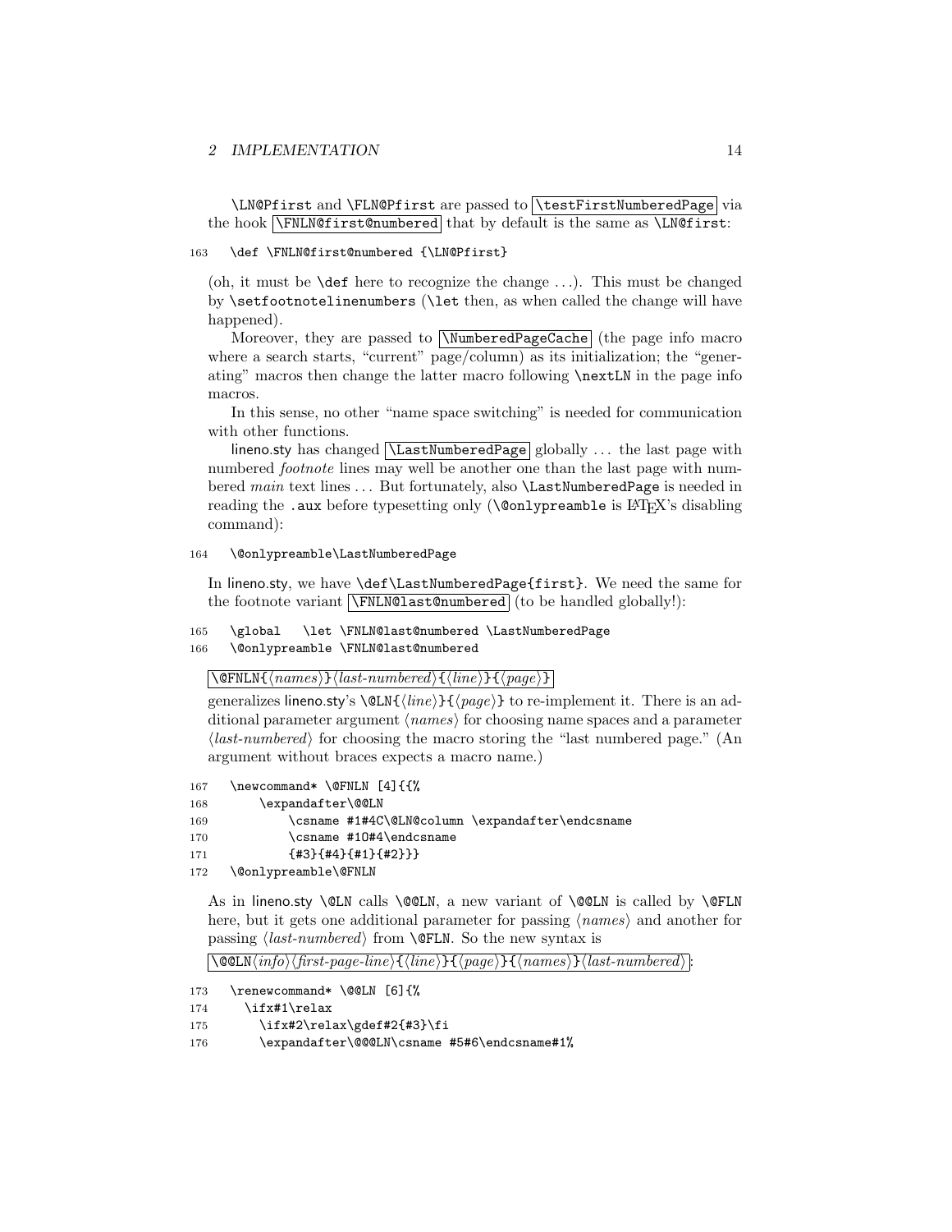`\LN@Pfirst` and `\FLN@Pfirst` are passed to `\testFirstNumberedPage` via the hook `\FNLN@first@numbered` that by default is the same as `\LN@first`:

```
163   \def \FNLN@first@numbered {\LN@Pfirst}
```

(oh, it must be `\def` here to recognize the change ...). This must be changed by `\setfootnotelinenumbers` (`\let` then, as when called the change will have happened).

Moreover, they are passed to `\NumberedPageCache` (the page info macro where a search starts, "current" page/column) as its initialization; the "generating" macros then change the latter macro following `\nextLN` in the page info macros.

In this sense, no other "name space switching" is needed for communication with other functions.

lineno.sty has changed `\LastNumberedPage` globally ... the last page with numbered *footnote* lines may well be another one than the last page with numbered *main* text lines ... But fortunately, also `\LastNumberedPage` is needed in reading the `.aux` before typesetting only (`\@onlypreamble` is LaTeX's disabling command):

```
164   \@onlypreamble\LastNumberedPage
```

In lineno.sty, we have `\def\LastNumberedPage{first}`. We need the same for the footnote variant `\FNLN@last@numbered` (to be handled globally!):

```
165   \global   \let \FNLN@last@numbered \LastNumberedPage
166   \@onlypreamble \FNLN@last@numbered
```

`\@FNLN{⟨names⟩}⟨last-numbered⟩{⟨line⟩}{⟨page⟩}`

generalizes lineno.sty's `\@LN{⟨line⟩}{⟨page⟩}` to re-implement it. There is an additional parameter argument ⟨*names*⟩ for choosing name spaces and a parameter ⟨*last-numbered*⟩ for choosing the macro storing the "last numbered page." (An argument without braces expects a macro name.)

```
167   \newcommand* \@FNLN [4]{{%
168       \expandafter\@@LN
169           \csname #1#4C\@LN@column \expandafter\endcsname
170           \csname #1O#4\endcsname
171           {#3}{#4}{#1}{#2}}}
172   \@onlypreamble\@FNLN
```

As in lineno.sty `\@LN` calls `\@@LN`, a new variant of `\@@LN` is called by `\@FLN` here, but it gets one additional parameter for passing ⟨*names*⟩ and another for passing ⟨*last-numbered*⟩ from `\@FLN`. So the new syntax is

`\@@LN⟨info⟩⟨first-page-line⟩{⟨line⟩}{⟨page⟩}{⟨names⟩}⟨last-numbered⟩`:

```
173   \renewcommand* \@@LN [6]{%
174     \ifx#1\relax
175       \ifx#2\relax\gdef#2{#3}\fi
176       \expandafter\@@@LN\csname #5#6\endcsname#1%
```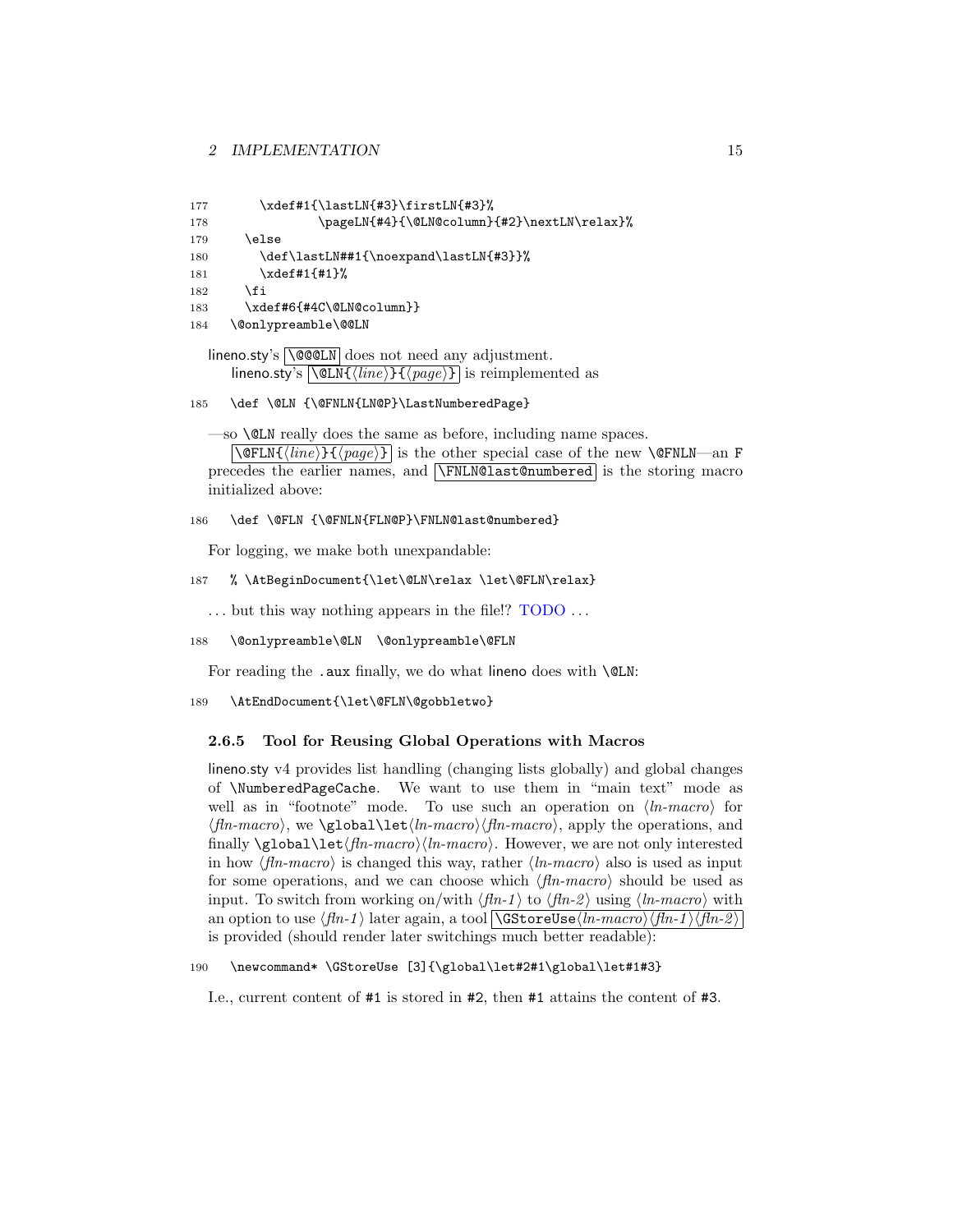```
177       \xdef#1{\lastLN{#3}\firstLN{#3}%
178               \pageLN{#4}{\@LN@column}{#2}\nextLN\relax}%
179     \else
180       \def\lastLN##1{\noexpand\lastLN{#3}}%
181       \xdef#1{#1}%
182     \fi
183     \xdef#6{#4C\@LN@column}}
184   \@onlypreamble\@@LN
```

lineno.sty's `\@@@LN` does not need any adjustment.

lineno.sty's `\@LN{⟨line⟩}{⟨page⟩}` is reimplemented as

```
185   \def \@LN {\@FNLN{LN@P}\LastNumberedPage}
```

—so `\@LN` really does the same as before, including name spaces.

`\@FLN{⟨line⟩}{⟨page⟩}` is the other special case of the new `\@FNLN`—an `F` precedes the earlier names, and `\FNLN@last@numbered` is the storing macro initialized above:

```
186   \def \@FLN {\@FNLN{FLN@P}\FNLN@last@numbered}
```

For logging, we make both unexpandable:

```
187   % \AtBeginDocument{\let\@LN\relax \let\@FLN\relax}
```

... but this way nothing appears in the file!? TODO ...

```
188   \@onlypreamble\@LN  \@onlypreamble\@FLN
```

For reading the `.aux` finally, we do what lineno does with `\@LN`:

```
189   \AtEndDocument{\let\@FLN\@gobbletwo}
```

### 2.6.5 Tool for Reusing Global Operations with Macros

lineno.sty v4 provides list handling (changing lists globally) and global changes of `\NumberedPageCache`. We want to use them in "main text" mode as well as in "footnote" mode. To use such an operation on ⟨*ln-macro*⟩ for ⟨*fln-macro*⟩, we `\global\let`⟨*ln-macro*⟩⟨*fln-macro*⟩, apply the operations, and finally `\global\let`⟨*fln-macro*⟩⟨*ln-macro*⟩. However, we are not only interested in how ⟨*fln-macro*⟩ is changed this way, rather ⟨*ln-macro*⟩ also is used as input for some operations, and we can choose which ⟨*fln-macro*⟩ should be used as input. To switch from working on/with ⟨*fln-1*⟩ to ⟨*fln-2*⟩ using ⟨*ln-macro*⟩ with an option to use ⟨*fln-1*⟩ later again, a tool `\GStoreUse`⟨*ln-macro*⟩⟨*fln-1*⟩⟨*fln-2*⟩ is provided (should render later switchings much better readable):

```
190   \newcommand* \GStoreUse [3]{\global\let#2#1\global\let#1#3}
```

I.e., current content of `#1` is stored in `#2`, then `#1` attains the content of `#3`.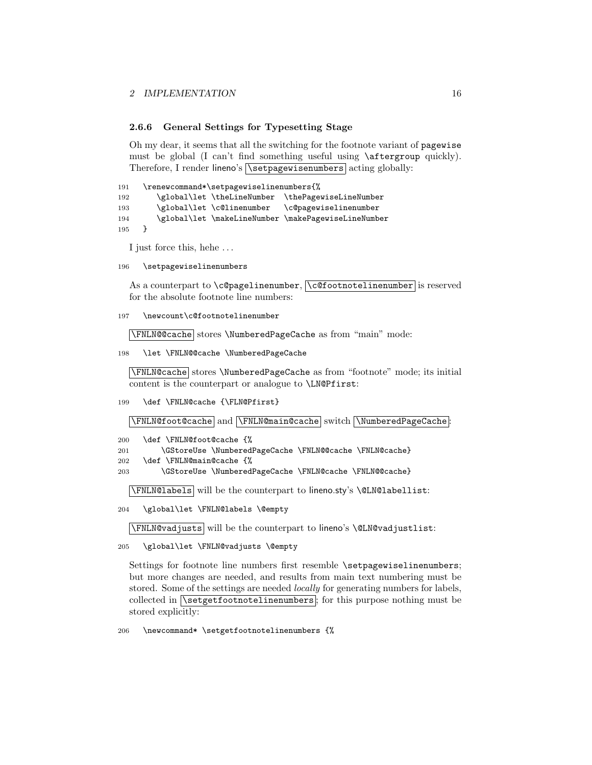### 2.6.6 General Settings for Typesetting Stage

Oh my dear, it seems that all the switching for the footnote variant of `pagewise` must be global (I can't find something useful using `\aftergroup` quickly). Therefore, I render lineno's `\setpagewisenumbers` acting globally:

```
191  \renewcommand*\setpagewiselinenumbers{%
192      \global\let \theLineNumber  \thePagewiseLineNumber
193      \global\let \c@linenumber   \c@pagewiselinenumber
194      \global\let \makeLineNumber \makePagewiseLineNumber
195  }
```

I just force this, hehe ...

```
196  \setpagewiselinenumbers
```

As a counterpart to `\c@pagelinenumber`, `\c@footnotelinenumber` is reserved for the absolute footnote line numbers:

```
197  \newcount\c@footnotelinenumber
```

`\FNLN@@cache` stores `\NumberedPageCache` as from "main" mode:

```
198  \let \FNLN@@cache \NumberedPageCache
```

`\FNLN@cache` stores `\NumberedPageCache` as from "footnote" mode; its initial content is the counterpart or analogue to `\LN@Pfirst`:

```
199  \def \FNLN@cache {\FLN@Pfirst}
```

`\FNLN@foot@cache` and `\FNLN@main@cache` switch `\NumberedPageCache`:

```
200  \def \FNLN@foot@cache {%
201      \GStoreUse \NumberedPageCache \FNLN@@cache \FNLN@cache}
202  \def \FNLN@main@cache {%
203      \GStoreUse \NumberedPageCache \FNLN@cache \FNLN@@cache}
```

`\FNLN@labels` will be the counterpart to lineno.sty's `\@LN@labellist`:

```
204  \global\let \FNLN@labels \@empty
```

`\FNLN@vadjusts` will be the counterpart to lineno's `\@LN@vadjustlist`:

```
205  \global\let \FNLN@vadjusts \@empty
```

Settings for footnote line numbers first resemble `\setpagewiselinenumbers`; but more changes are needed, and results from main text numbering must be stored. Some of the settings are needed *locally* for generating numbers for labels, collected in `\setgetfootnotelinenumbers`; for this purpose nothing must be stored explicitly:

```
206  \newcommand* \setgetfootnotelinenumbers {%
```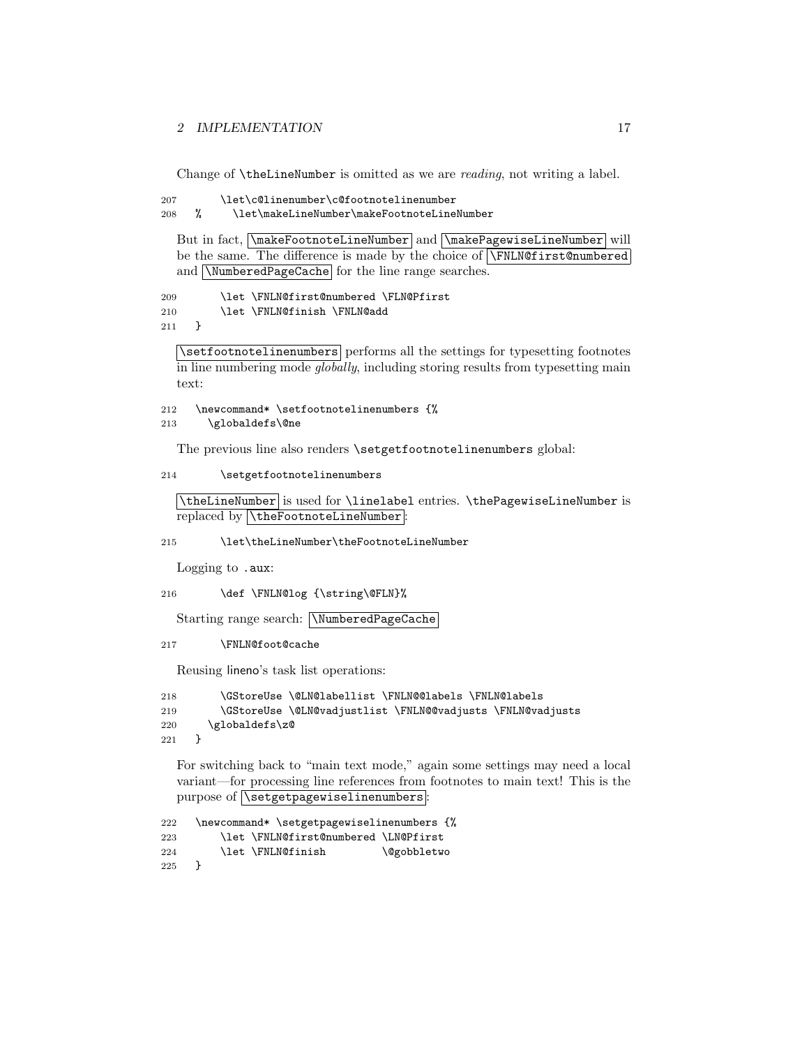Change of `\theLineNumber` is omitted as we are *reading*, not writing a label.

```
207       \let\c@linenumber\c@footnotelinenumber
208   %     \let\makeLineNumber\makeFootnoteLineNumber
```

But in fact, `\makeFootnoteLineNumber` and `\makePagewiseLineNumber` will be the same. The difference is made by the choice of `\FNLN@first@numbered` and `\NumberedPageCache` for the line range searches.

```
209       \let \FNLN@first@numbered \FLN@Pfirst
210       \let \FNLN@finish \FNLN@add
211   }
```

`\setfootnotelinenumbers` performs all the settings for typesetting footnotes in line numbering mode *globally*, including storing results from typesetting main text:

```
212   \newcommand* \setfootnotelinenumbers {%
213     \globaldefs\@ne
```

The previous line also renders `\setgetfootnotelinenumbers` global:

```
214       \setgetfootnotelinenumbers
```

`\theLineNumber` is used for `\linelabel` entries. `\thePagewiseLineNumber` is replaced by `\theFootnoteLineNumber`:

```
215       \let\theLineNumber\theFootnoteLineNumber
```

Logging to `.aux`:

```
216       \def \FNLN@log {\string\@FLN}%
```

Starting range search: `\NumberedPageCache`

```
217       \FNLN@foot@cache
```

Reusing lineno's task list operations:

```
218       \GStoreUse \@LN@labellist \FNLN@@labels \FNLN@labels
219       \GStoreUse \@LN@vadjustlist \FNLN@@vadjusts \FNLN@vadjusts
220     \globaldefs\z@
221   }
```

For switching back to "main text mode," again some settings may need a local variant—for processing line references from footnotes to main text! This is the purpose of `\setgetpagewiselinenumbers`:

```
222   \newcommand* \setgetpagewiselinenumbers {%
223       \let \FNLN@first@numbered \LN@Pfirst
224       \let \FNLN@finish         \@gobbletwo
225   }
```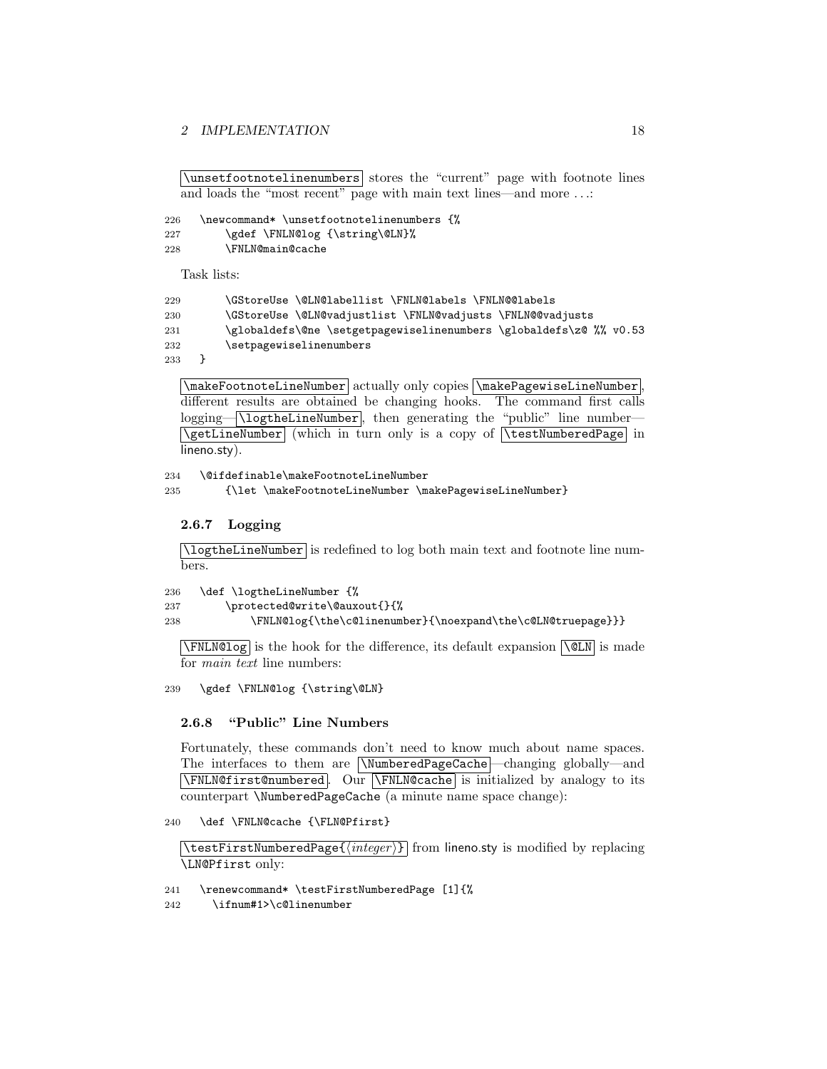`\unsetfootnotelinenumbers` stores the "current" page with footnote lines and loads the "most recent" page with main text lines—and more ...:

```
226   \newcommand* \unsetfootnotelinenumbers {%
227       \gdef \FNLN@log {\string\@LN}%
228       \FNLN@main@cache
```

Task lists:

```
229       \GStoreUse \@LN@labellist \FNLN@labels \FNLN@@labels
230       \GStoreUse \@LN@vadjustlist \FNLN@vadjusts \FNLN@@vadjusts
231       \globaldefs\@ne \setgetpagewiselinenumbers \globaldefs\z@ %% v0.53
232       \setpagewiselinenumbers
233   }
```

`\makeFootnoteLineNumber` actually only copies `\makePagewiseLineNumber`, different results are obtained be changing hooks. The command first calls logging—`\logtheLineNumber`, then generating the "public" line number—`\getLineNumber` (which in turn only is a copy of `\testNumberedPage` in lineno.sty).

```
234   \@ifdefinable\makeFootnoteLineNumber
235       {\let \makeFootnoteLineNumber \makePagewiseLineNumber}
```

### 2.6.7 Logging

`\logtheLineNumber` is redefined to log both main text and footnote line numbers.

```
236   \def \logtheLineNumber {%
237       \protected@write\@auxout{}{%
238           \FNLN@log{\the\c@linenumber}{\noexpand\the\c@LN@truepage}}}
```

`\FNLN@log` is the hook for the difference, its default expansion `\@LN` is made for *main text* line numbers:

```
239   \gdef \FNLN@log {\string\@LN}
```

### 2.6.8 "Public" Line Numbers

Fortunately, these commands don't need to know much about name spaces. The interfaces to them are `\NumberedPageCache`—changing globally—and `\FNLN@first@numbered`. Our `\FNLN@cache` is initialized by analogy to its counterpart `\NumberedPageCache` (a minute name space change):

```
240   \def \FNLN@cache {\FLN@Pfirst}
```

`\testFirstNumberedPage{⟨integer⟩}` from lineno.sty is modified by replacing `\LN@Pfirst` only:

```
241   \renewcommand* \testFirstNumberedPage [1]{%
242     \ifnum#1>\c@linenumber
```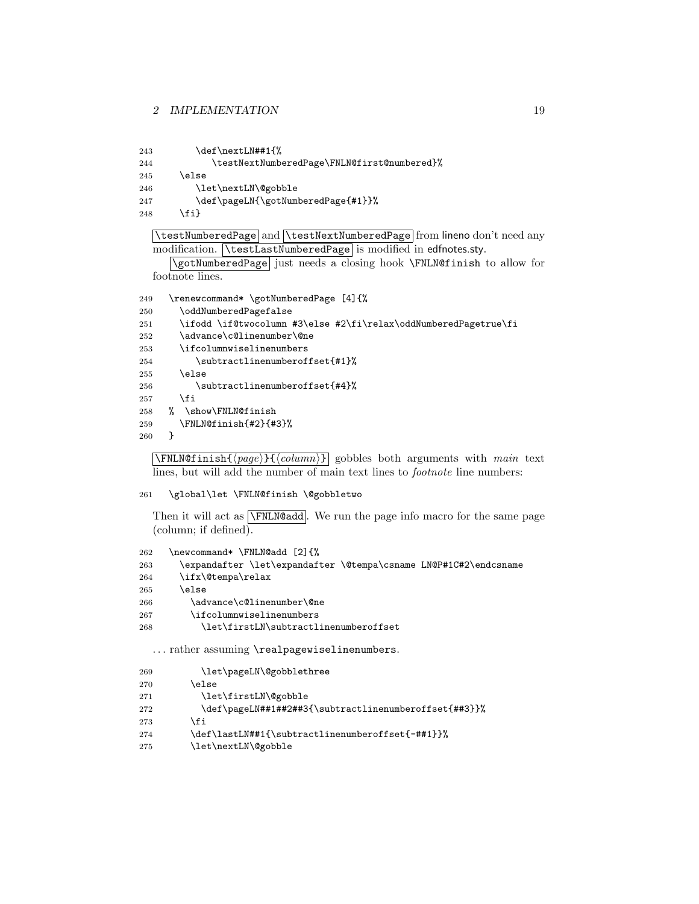```
243         \def\nextLN##1{%
244            \testNextNumberedPage\FNLN@first@numbered}%
245      \else
246         \let\nextLN\@gobble
247         \def\pageLN{\gotNumberedPage{#1}}%
248      \fi}
```

`\testNumberedPage` and `\testNextNumberedPage` from lineno don't need any modification. `\testLastNumberedPage` is modified in edfnotes.sty.

`\gotNumberedPage` just needs a closing hook `\FNLN@finish` to allow for footnote lines.

```
249   \renewcommand* \gotNumberedPage [4]{%
250     \oddNumberedPagefalse
251     \ifodd \if@twocolumn #3\else #2\fi\relax\oddNumberedPagetrue\fi
252     \advance\c@linenumber\@ne
253     \ifcolumnwiselinenumbers
254        \subtractlinenumberoffset{#1}%
255     \else
256        \subtractlinenumberoffset{#4}%
257     \fi
258   %  \show\FNLN@finish
259     \FNLN@finish{#2}{#3}%
260   }
```

`\FNLN@finish{⟨page⟩}{⟨column⟩}` gobbles both arguments with *main* text lines, but will add the number of main text lines to *footnote* line numbers:

```
261   \global\let \FNLN@finish \@gobbletwo
```

Then it will act as `\FNLN@add`. We run the page info macro for the same page (column; if defined).

```
262   \newcommand* \FNLN@add [2]{%
263     \expandafter \let\expandafter \@tempa\csname LN@P#1C#2\endcsname
264     \ifx\@tempa\relax
265     \else
266       \advance\c@linenumber\@ne
267       \ifcolumnwiselinenumbers
268         \let\firstLN\subtractlinenumberoffset
```

...rather assuming `\realpagewiselinenumbers`.

```
269         \let\pageLN\@gobblethree
270       \else
271         \let\firstLN\@gobble
272         \def\pageLN##1##2##3{\subtractlinenumberoffset{##3}}%
273       \fi
274       \def\lastLN##1{\subtractlinenumberoffset{-##1}}%
275       \let\nextLN\@gobble
```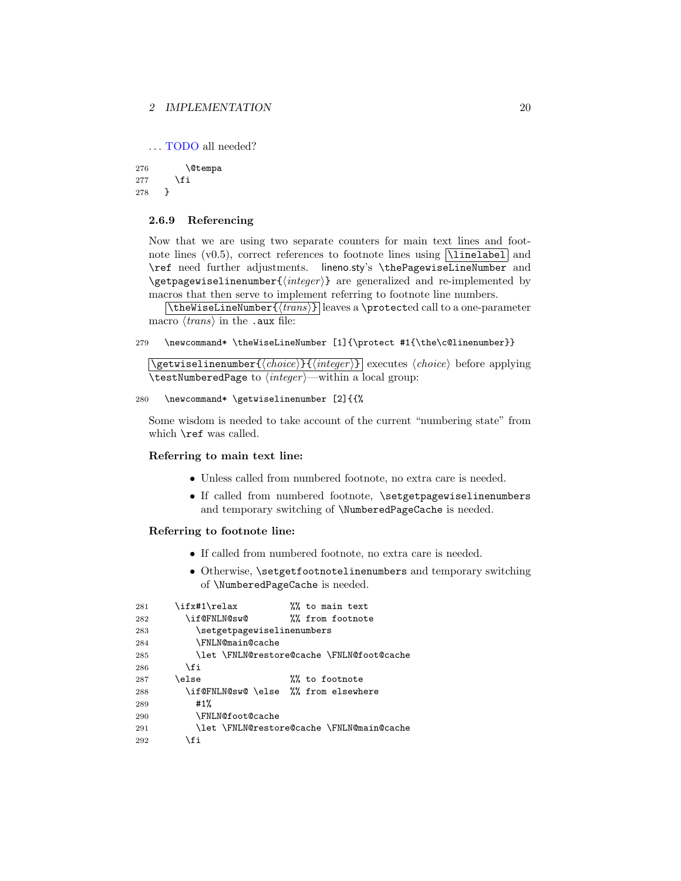... TODO all needed?

```
276       \@tempa
277     \fi
278   }
```

### 2.6.9 Referencing

Now that we are using two separate counters for main text lines and footnote lines (v0.5), correct references to footnote lines using `\linelabel` and `\ref` need further adjustments. lineno.sty's `\thePagewiseLineNumber` and `\getpagewiselinenumber{⟨integer⟩}` are generalized and re-implemented by macros that then serve to implement referring to footnote line numbers.

`\theWiseLineNumber{⟨trans⟩}` leaves a `\protect`ed call to a one-parameter macro ⟨trans⟩ in the `.aux` file:

```
279   \newcommand* \theWiseLineNumber [1]{\protect #1{\the\c@linenumber}}
```

`\getwiselinenumber{⟨choice⟩}{⟨integer⟩}` executes ⟨choice⟩ before applying `\testNumberedPage` to ⟨integer⟩—within a local group:

```
280   \newcommand* \getwiselinenumber [2]{{%
```

Some wisdom is needed to take account of the current "numbering state" from which `\ref` was called.

**Referring to main text line:**

- Unless called from numbered footnote, no extra care is needed.
- If called from numbered footnote, `\setgetpagewiselinenumbers` and temporary switching of `\NumberedPageCache` is needed.

**Referring to footnote line:**

- If called from numbered footnote, no extra care is needed.
- Otherwise, `\setgetfootnotelinenumbers` and temporary switching of `\NumberedPageCache` is needed.

```
281     \ifx#1\relax          %% to main text
282       \if@FNLN@sw@        %% from footnote
283         \setgetpagewiselinenumbers
284         \FNLN@main@cache
285         \let \FNLN@restore@cache \FNLN@foot@cache
286       \fi
287     \else                 %% to footnote
288       \if@FNLN@sw@ \else  %% from elsewhere
289         #1%
290         \FNLN@foot@cache
291         \let \FNLN@restore@cache \FNLN@main@cache
292       \fi
```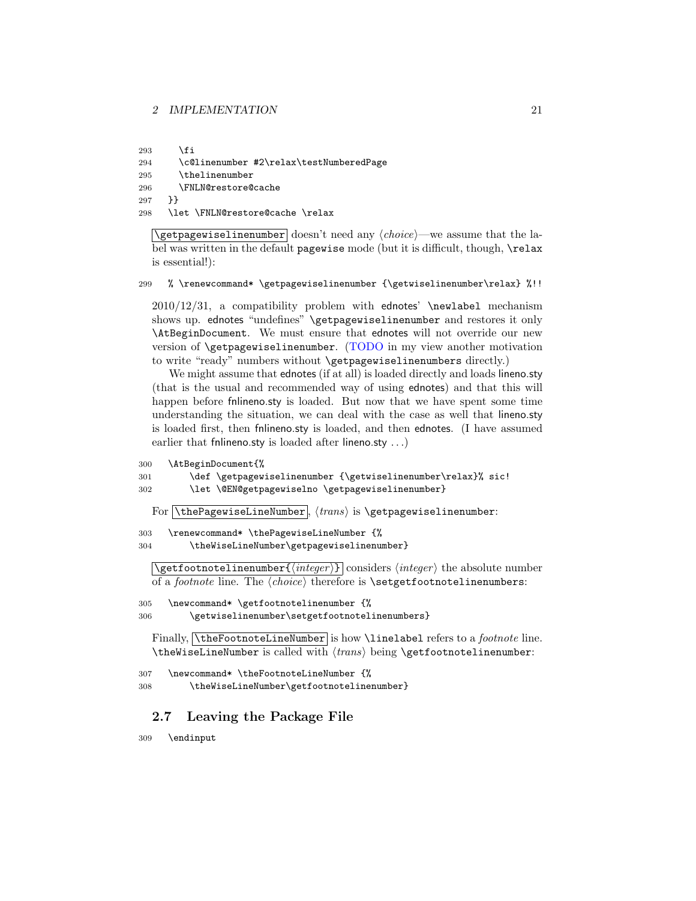```
293     \fi
294     \c@linenumber #2\relax\testNumberedPage
295     \thelinenumber
296     \FNLN@restore@cache
297   }}
298   \let \FNLN@restore@cache \relax
```

`\getpagewiselinenumber` doesn't need any ⟨*choice*⟩—we assume that the label was written in the default `pagewise` mode (but it is difficult, though, `\relax` is essential!):

```
299   % \renewcommand* \getpagewiselinenumber {\getwiselinenumber\relax} %!!
```

2010/12/31, a compatibility problem with ednotes' `\newlabel` mechanism shows up. ednotes "undefines" `\getpagewiselinenumber` and restores it only `\AtBeginDocument`. We must ensure that ednotes will not override our new version of `\getpagewiselinenumber`. (TODO in my view another motivation to write "ready" numbers without `\getpagewiselinenumbers` directly.)

We might assume that ednotes (if at all) is loaded directly and loads lineno.sty (that is the usual and recommended way of using ednotes) and that this will happen before fnlineno.sty is loaded. But now that we have spent some time understanding the situation, we can deal with the case as well that lineno.sty is loaded first, then fnlineno.sty is loaded, and then ednotes. (I have assumed earlier that fnlineno.sty is loaded after lineno.sty ...)

```
300   \AtBeginDocument{%
301       \def \getpagewiselinenumber {\getwiselinenumber\relax}% sic!
302       \let \@EN@getpagewiselno \getpagewiselinenumber}
```

For `\thePagewiseLineNumber`, ⟨*trans*⟩ is `\getpagewiselinenumber`:

```
303   \renewcommand* \thePagewiseLineNumber {%
304       \theWiseLineNumber\getpagewiselinenumber}
```

`\getfootnotelinenumber{⟨integer⟩}` considers ⟨*integer*⟩ the absolute number of a *footnote* line. The ⟨*choice*⟩ therefore is `\setgetfootnotelinenumbers`:

```
305   \newcommand* \getfootnotelinenumber {%
306       \getwiselinenumber\setgetfootnotelinenumbers}
```

Finally, `\theFootnoteLineNumber` is how `\linelabel` refers to a *footnote* line. `\theWiseLineNumber` is called with ⟨*trans*⟩ being `\getfootnotelinenumber`:

```
307   \newcommand* \theFootnoteLineNumber {%
308       \theWiseLineNumber\getfootnotelinenumber}
```

## 2.7 Leaving the Package File

```
309   \endinput
```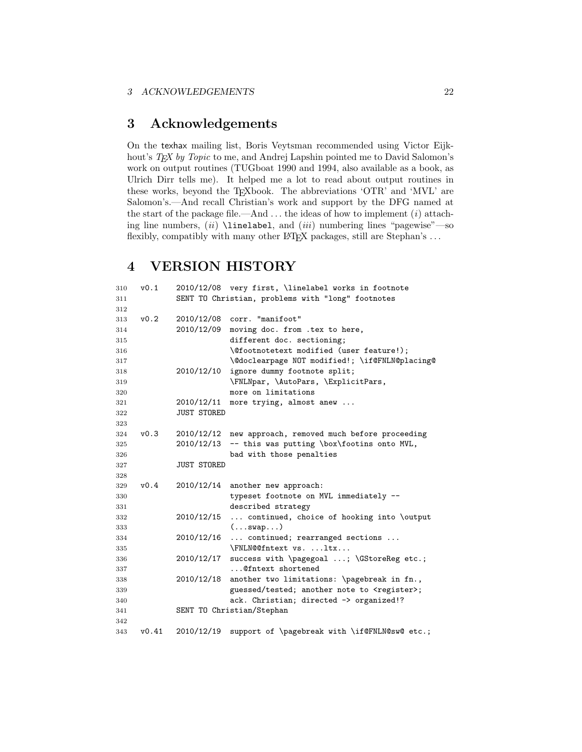# 3 Acknowledgements

On the `texhax` mailing list, Boris Veytsman recommended using Victor Eijkhout's *TEX by Topic* to me, and Andrej Lapshin pointed me to David Salomon's work on output routines (TUGboat 1990 and 1994, also available as a book, as Ulrich Dirr tells me). It helped me a lot to read about output routines in these works, beyond the TEXbook. The abbreviations 'OTR' and 'MVL' are Salomon's.—And recall Christian's work and support by the DFG named at the start of the package file.—And . . . the ideas of how to implement (*i*) attaching line numbers, (*ii*) `\linelabel`, and (*iii*) numbering lines "pagewise"—so flexibly, compatibly with many other LATEX packages, still are Stephan's . . .

# 4 VERSION HISTORY

```
310  v0.1    2010/12/08  very first, \linelabel works in footnote
311          SENT TO Christian, problems with "long" footnotes
312
313  v0.2    2010/12/08  corr. "manifoot"
314          2010/12/09  moving doc. from .tex to here,
315                      different doc. sectioning;
316                      \@footnotetext modified (user feature!);
317                      \@doclearpage NOT modified!; \if@FNLN@placing@
318          2010/12/10  ignore dummy footnote split;
319                      \FNLNpar, \AutoPars, \ExplicitPars,
320                      more on limitations
321          2010/12/11  more trying, almost anew ...
322          JUST STORED
323
324  v0.3    2010/12/12  new approach, removed much before proceeding
325          2010/12/13  -- this was putting \box\footins onto MVL,
326                      bad with those penalties
327          JUST STORED
328
329  v0.4    2010/12/14  another new approach:
330                      typeset footnote on MVL immediately --
331                      described strategy
332          2010/12/15  ... continued, choice of hooking into \output
333                      (...swap...)
334          2010/12/16  ... continued; rearranged sections ...
335                      \FNLN@@fntext vs. ...ltx...
336          2010/12/17  success with \pagegoal ...; \GStoreReg etc.;
337                      ...@fntext shortened
338          2010/12/18  another two limitations: \pagebreak in fn.,
339                      guessed/tested; another note to <register>;
340                      ack. Christian; directed -> organized!?
341          SENT TO Christian/Stephan
342
343  v0.41   2010/12/19  support of \pagebreak with \if@FNLN@sw@ etc.;
```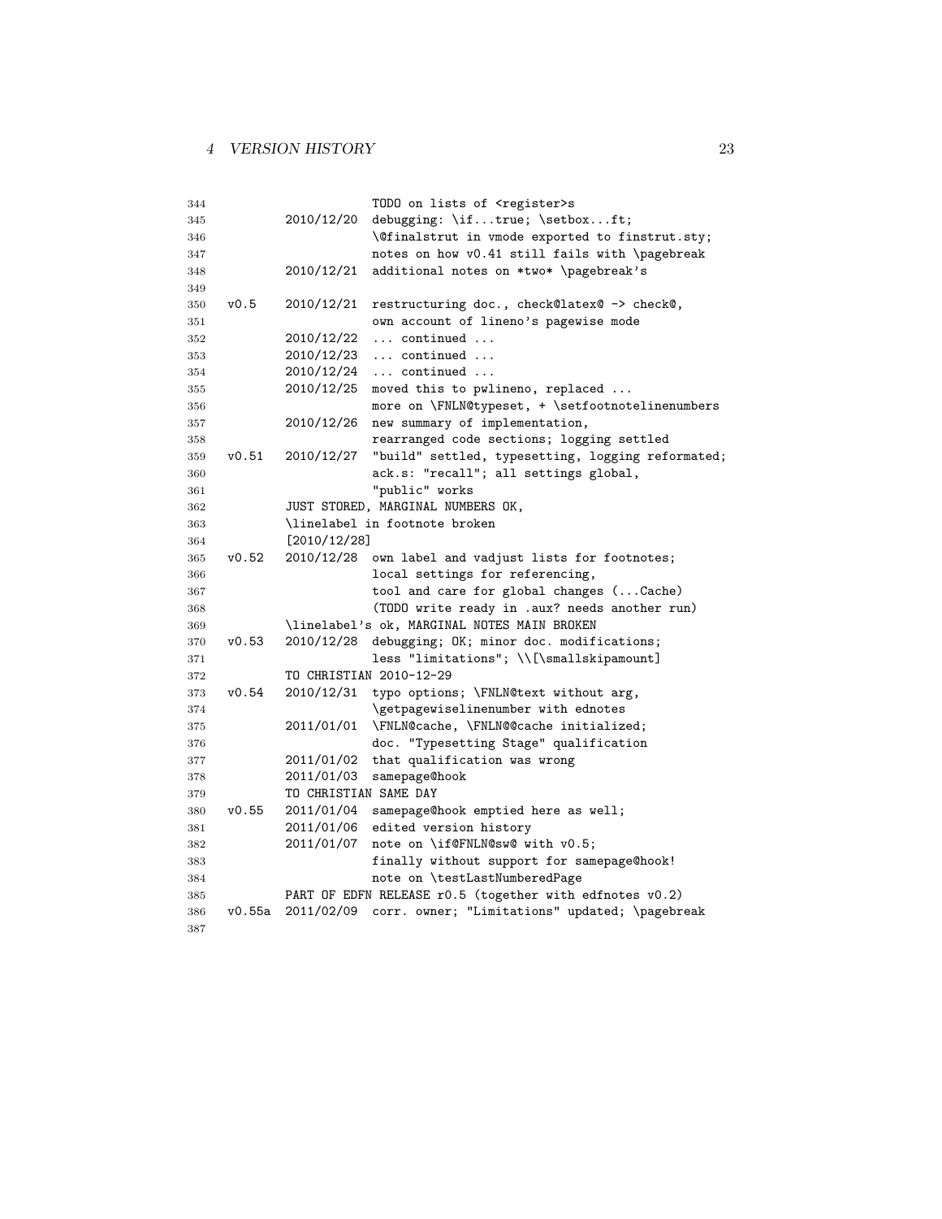```
344                       TODO on lists of <register>s
345          2010/12/20  debugging: \if...true; \setbox...ft;
346                      \@finalstrut in vmode exported to finstrut.sty;
347                      notes on how v0.41 still fails with \pagebreak
348          2010/12/21  additional notes on *two* \pagebreak's
349
350   v0.5   2010/12/21  restructuring doc., check@latex@ -> check@,
351                      own account of lineno's pagewise mode
352          2010/12/22  ... continued ...
353          2010/12/23  ... continued ...
354          2010/12/24  ... continued ...
355          2010/12/25  moved this to pwlineno, replaced ...
356                      more on \FNLN@typeset, + \setfootnotelinenumbers
357          2010/12/26  new summary of implementation,
358                      rearranged code sections; logging settled
359   v0.51  2010/12/27  "build" settled, typesetting, logging reformated;
360                      ack.s: "recall"; all settings global,
361                      "public" works
362          JUST STORED, MARGINAL NUMBERS OK,
363          \linelabel in footnote broken
364          [2010/12/28]
365   v0.52  2010/12/28  own label and vadjust lists for footnotes;
366                      local settings for referencing,
367                      tool and care for global changes (...Cache)
368                      (TODO write ready in .aux? needs another run)
369          \linelabel's ok, MARGINAL NOTES MAIN BROKEN
370   v0.53  2010/12/28  debugging; OK; minor doc. modifications;
371                      less "limitations"; \\[\smallskipamount]
372          TO CHRISTIAN 2010-12-29
373   v0.54  2010/12/31  typo options; \FNLN@text without arg,
374                      \getpagewiselinenumber with ednotes
375          2011/01/01  \FNLN@cache, \FNLN@@cache initialized;
376                      doc. "Typesetting Stage" qualification
377          2011/01/02  that qualification was wrong
378          2011/01/03  samepage@hook
379          TO CHRISTIAN SAME DAY
380   v0.55  2011/01/04  samepage@hook emptied here as well;
381          2011/01/06  edited version history
382          2011/01/07  note on \if@FNLN@sw@ with v0.5;
383                      finally without support for samepage@hook!
384                      note on \testLastNumberedPage
385          PART OF EDFN RELEASE r0.5 (together with edfnotes v0.2)
386   v0.55a 2011/02/09  corr. owner; "Limitations" updated; \pagebreak
387
```